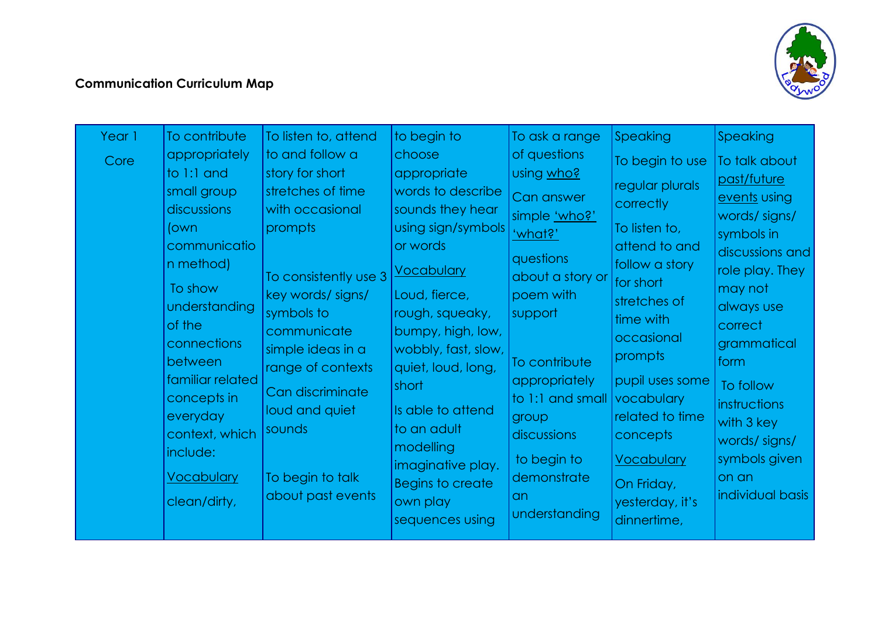**Communication Curriculum Map**

| Year 1 Core | To contribute appropriately to 1:1 and small group discussions (own communication method) To show understanding of the connections between familiar related concepts in everyday context, which include: <u>Vocabulary</u> clean/dirty, | To listen to, attend to and follow a story for short stretches of time with occasional prompts To consistently use 3 key words/ signs/ symbols to communicate simple ideas in a range of contexts Can discriminate loud and quiet sounds To begin to talk about past events | to begin to choose appropriate words to describe sounds they hear using sign/symbols or words <u>Vocabulary</u> Loud, fierce, rough, squeaky, bumpy, high, low, wobbly, fast, slow, quiet, loud, long, short Is able to attend to an adult modelling imaginative play. Begins to create own play sequences using | To ask a range of questions using <u>who?</u> Can answer simple <u>'who?' 'what?'</u> questions about a story or poem with support To contribute appropriately to 1:1 and small group discussions to begin to demonstrate an understanding | Speaking To begin to use regular plurals correctly To listen to, attend to and follow a story for short stretches of time with occasional prompts pupil uses some vocabulary related to time concepts <u>Vocabulary</u> On Friday, yesterday, it's dinnertime, | Speaking To talk about <u>past/future events</u> using words/ signs/ symbols in discussions and role play. They may not always use correct grammatical form To follow instructions with 3 key words/ signs/ symbols given on an individual basis |
|---|---|---|---|---|---|---|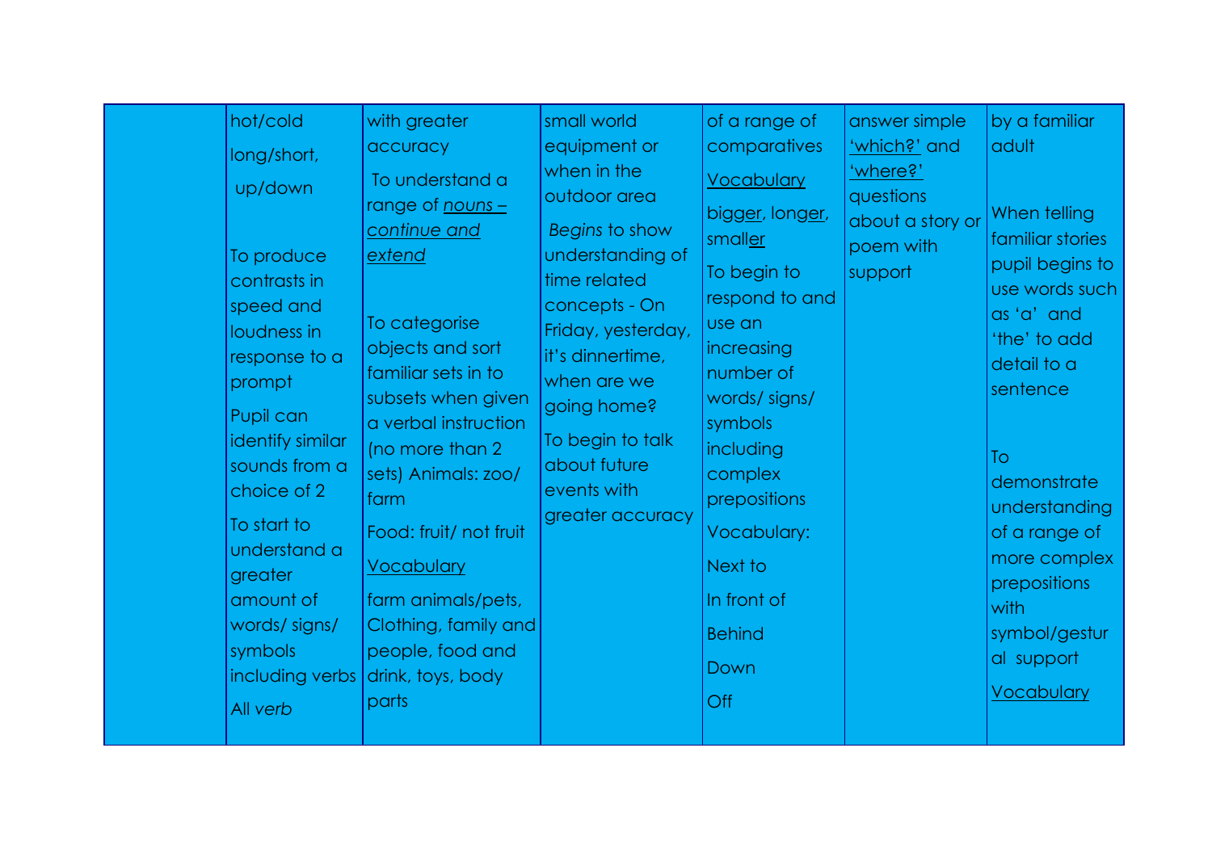|  | hot/cold<br>long/short,<br>up/down<br><br>To produce contrasts in speed and loudness in response to a prompt<br>Pupil can identify similar sounds from a choice of 2<br>To start to understand a greater amount of words/ signs/ symbols including verbs<br>All *verb* | with greater accuracy<br>To understand a range of *nouns – continue and extend*<br><br>To categorise objects and sort familiar sets in to subsets when given a verbal instruction (no more than 2 sets) Animals: zoo/ farm<br>Food: fruit/ not fruit<br>Vocabulary<br>farm animals/pets, Clothing, family and people, food and drink, toys, body parts | small world equipment or when in the outdoor area<br>*Begins* to show understanding of time related concepts - On Friday, yesterday, it's dinnertime, when are we going home?<br>To begin to talk about future events with greater accuracy | of a range of comparatives<br>Vocabulary<br>bigger, longer, smaller<br>To begin to respond to and use an increasing number of words/ signs/ symbols including complex prepositions<br>Vocabulary:<br>Next to<br>In front of<br>Behind<br>Down<br>Off | answer simple 'which?' and 'where?' questions about a story or poem with support | by a familiar adult<br><br>When telling familiar stories pupil begins to use words such as 'a' and 'the' to add detail to a sentence<br><br>To demonstrate understanding of a range of more complex prepositions with symbol/gestural support<br>Vocabulary |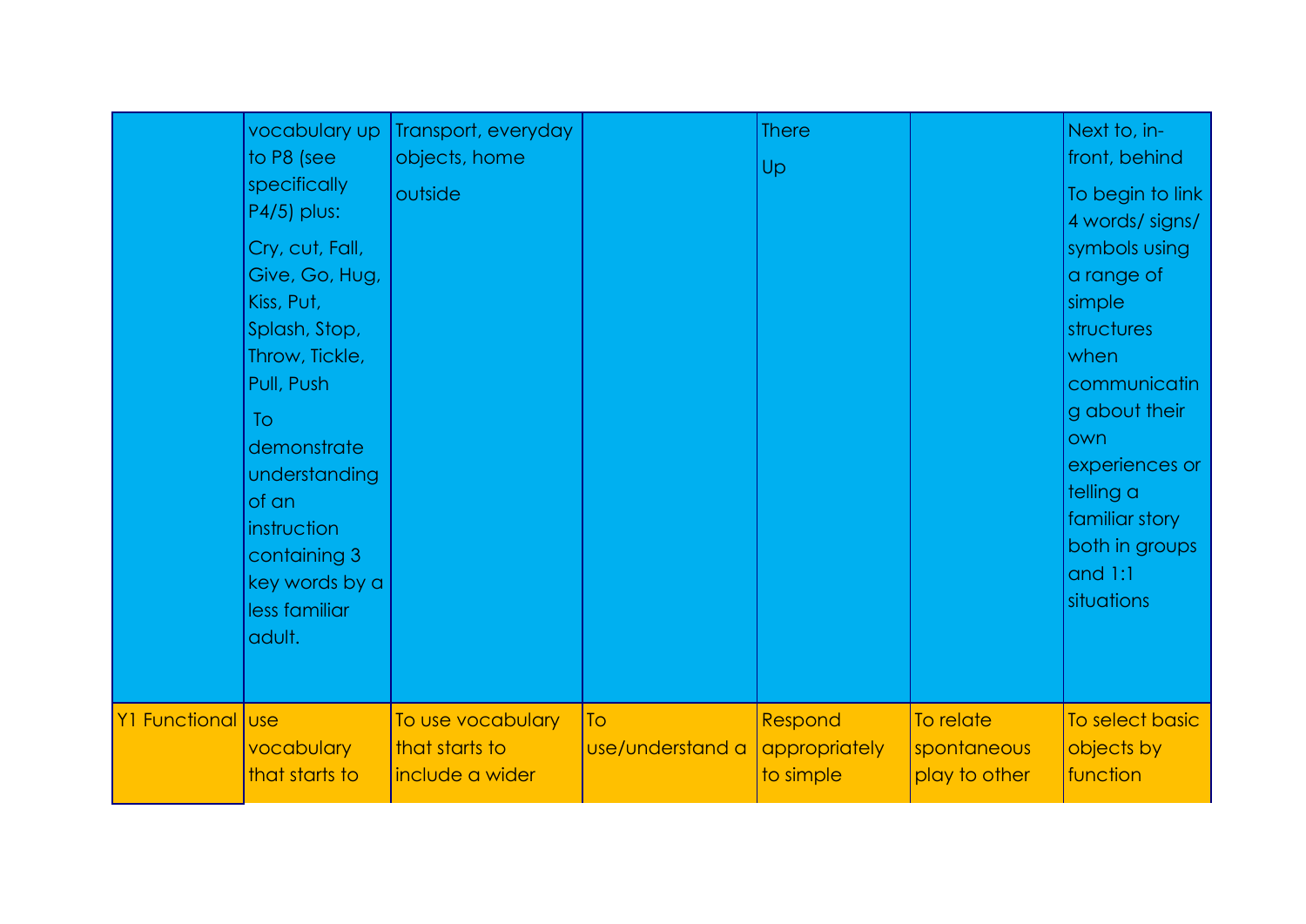|  |  |  |  |  |  |  |
|---|---|---|---|---|---|---|
|  | vocabulary up to P8 (see specifically P4/5) plus:<br>Cry, cut, Fall, Give, Go, Hug, Kiss, Put, Splash, Stop, Throw, Tickle, Pull, Push<br>To demonstrate understanding of an instruction containing 3 key words by a less familiar adult. | Transport, everyday objects, home<br>outside |  | There<br>Up |  | Next to, in-front, behind<br>To begin to link 4 words/ signs/ symbols using a range of simple structures when communicating about their own experiences or telling a familiar story both in groups and 1:1 situations |
| Y1 Functional | use vocabulary that starts to | To use vocabulary that starts to include a wider | To use/understand a | Respond appropriately to simple | To relate spontaneous play to other | To select basic objects by function |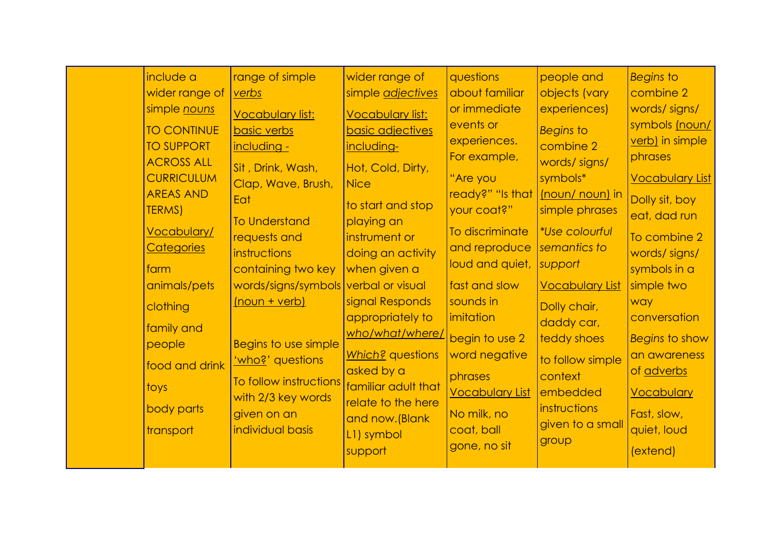|  | include a wider range of simple *nouns*<br><br>TO CONTINUE TO SUPPORT ACROSS ALL CURRICULUM AREAS AND TERMS)<br><br><u>Vocabulary/ Categories</u><br><br>farm animals/pets<br><br>clothing<br><br>family and people<br><br>food and drink<br><br>toys<br><br>body parts<br><br>transport | range of simple *verbs*<br><br><u>Vocabulary list: basic verbs including -</u><br><br>Sit , Drink, Wash, Clap, Wave, Brush, Eat<br><br>To Understand requests and instructions containing two key words/signs/symbols <u>(noun + verb)</u><br><br>Begins to use simple '<u>who?</u>' questions<br><br>To follow instructions with 2/3 key words given on an individual basis | wider range of simple *adjectives*<br><br><u>Vocabulary list: basic adjectives including-</u><br><br>Hot, Cold, Dirty, Nice<br><br>to start and stop playing an instrument or doing an activity when given a verbal or visual signal Responds appropriately to *who/what/where/ Which?* questions asked by a familiar adult that relate to the here and now.(Blank L1) symbol support | questions about familiar or immediate events or experiences. For example,<br><br>"Are you ready?" "Is that your coat?"<br><br>To discriminate and reproduce loud and quiet, fast and slow sounds in imitation<br><br>begin to use 2 word negative phrases<br><br><u>Vocabulary List</u><br><br>No milk, no coat, ball gone, no sit | people and objects (vary experiences)<br><br>*Begins* to combine 2 words/ signs/ symbols* <u>(noun/ noun)</u> in simple phrases<br><br>**Use colourful semantics to support*<br><br><u>Vocabulary List</u><br><br>Dolly chair, daddy car, teddy shoes<br><br>to follow simple context embedded instructions given to a small group | *Begins* to combine 2 words/ signs/ symbols <u>(noun/ verb)</u> in simple phrases<br><br><u>Vocabulary List</u><br><br>Dolly sit, boy eat, dad run<br><br>To combine 2 words/ signs/ symbols in a simple two way conversation<br><br>*Begins* to show an awareness of <u>adverbs</u><br><br><u>Vocabulary</u><br><br>Fast, slow, quiet, loud<br><br>(extend) |
|---|---|---|---|---|---|---|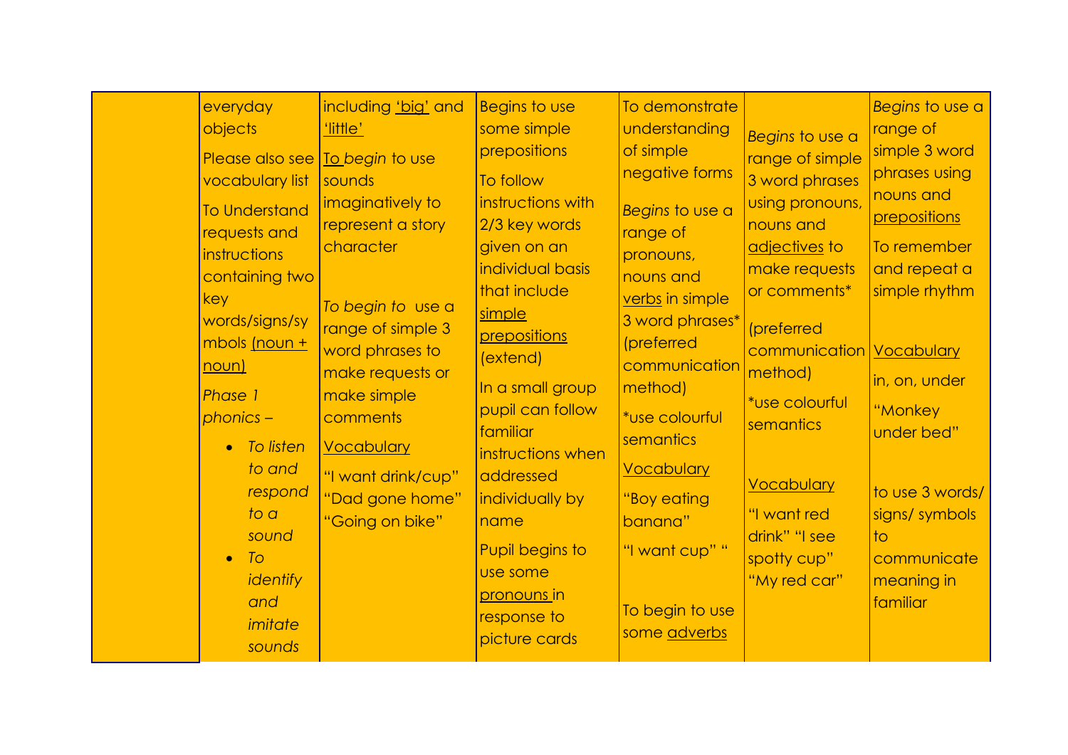|  |  |  |  |  |  |  |
|---|---|---|---|---|---|---|
|  | everyday objects<br><br>Please also see vocabulary list<br><br>To Understand requests and instructions containing two key words/signs/symbols <u>(noun + noun)</u><br><br>*Phase 1 phonics –*<br><br>• *To listen to and respond to a sound*<br>• *To identify and imitate sounds* | including <u>'big'</u> and <u>'little'</u><br><br><u>To</u> *begin* to use sounds imaginatively to represent a story character<br><br>*To begin to* use a range of simple 3 word phrases to make requests or make simple comments<br><br><u>Vocabulary</u><br><br>"I want drink/cup"<br>"Dad gone home"<br>"Going on bike" | Begins to use some simple prepositions<br><br>To follow instructions with 2/3 key words given on an individual basis that include <u>simple prepositions</u> (extend)<br><br>In a small group pupil can follow familiar instructions when addressed individually by name<br><br>Pupil begins to use some <u>pronouns</u> in response to picture cards | To demonstrate understanding of simple negative forms<br><br>*Begins* to use a range of pronouns, nouns and <u>verbs</u> in simple 3 word phrases* (preferred communication method)<br><br>*use colourful semantics<br><br><u>Vocabulary</u><br><br>"Boy eating banana"<br><br>"I want cup" "<br><br>To begin to use some <u>adverbs</u> | *Begins* to use a range of simple 3 word phrases using pronouns, nouns and <u>adjectives</u> to make requests or comments*<br><br>(preferred communication method)<br><br>*use colourful semantics<br><br><u>Vocabulary</u><br><br>"I want red drink" "I see spotty cup"<br>"My red car" | *Begins* to use a range of simple 3 word phrases using nouns and <u>prepositions</u><br><br>To remember and repeat a simple rhythm<br><br><u>Vocabulary</u><br><br>in, on, under<br><br>"Monkey under bed"<br><br>to use 3 words/ signs/ symbols to communicate meaning in familiar |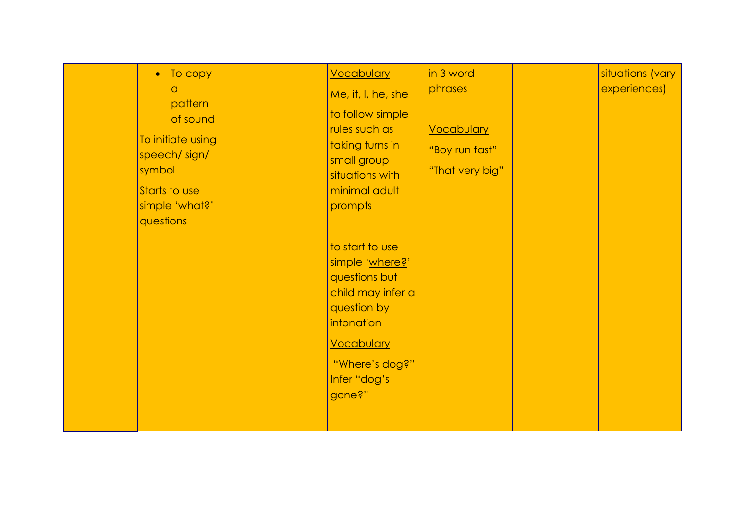| | | | | | | |
|---|---|---|---|---|---|---|
| | • To copy a pattern of sound<br><br>To initiate using speech/ sign/ symbol<br><br>Starts to use simple 'what?' questions | | Vocabulary<br><br>Me, it, I, he, she<br><br>to follow simple rules such as taking turns in small group situations with minimal adult prompts<br><br>to start to use simple 'where?' questions but child may infer a question by intonation<br><br>Vocabulary<br><br>"Where's dog?" Infer "dog's gone?" | in 3 word phrases<br><br>Vocabulary<br><br>"Boy run fast"<br><br>"That very big" | | situations (vary experiences) |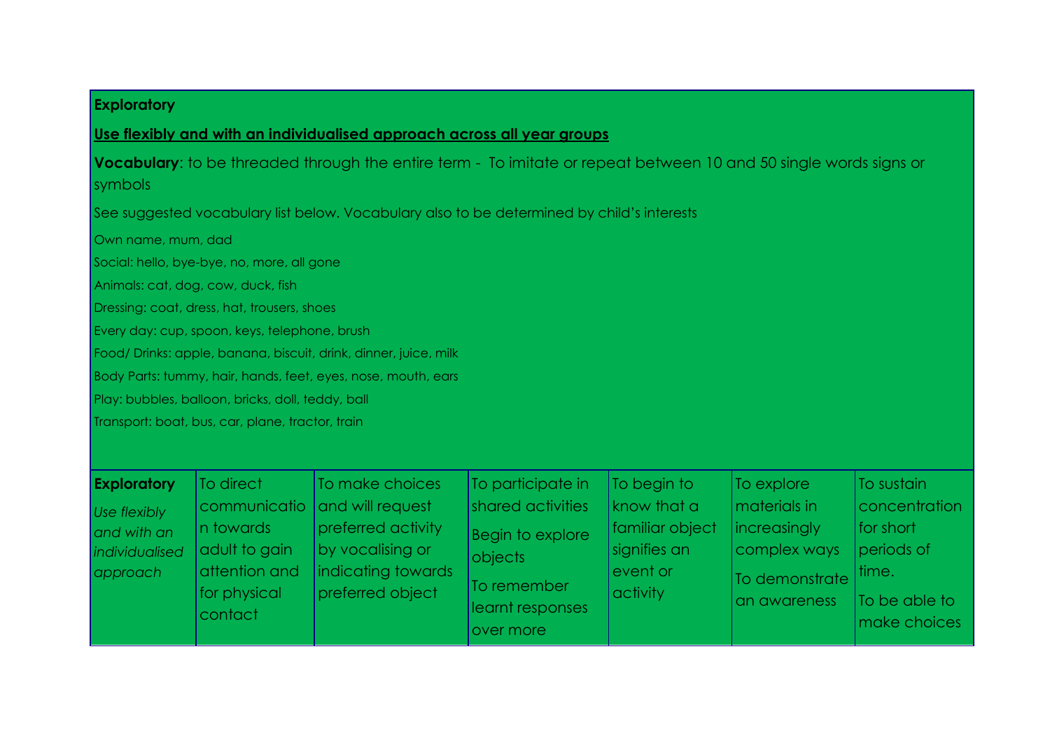**Exploratory**

**Use flexibly and with an individualised approach across all year groups**

**Vocabulary**: to be threaded through the entire term - To imitate or repeat between 10 and 50 single words signs or symbols

See suggested vocabulary list below. Vocabulary also to be determined by child's interests

Own name, mum, dad

Social: hello, bye-bye, no, more, all gone

Animals: cat, dog, cow, duck, fish

Dressing: coat, dress, hat, trousers, shoes

Every day: cup, spoon, keys, telephone, brush

Food/ Drinks: apple, banana, biscuit, drink, dinner, juice, milk

Body Parts: tummy, hair, hands, feet, eyes, nose, mouth, ears

Play: bubbles, balloon, bricks, doll, teddy, ball

Transport: boat, bus, car, plane, tractor, train

| **Exploratory** *Use flexibly and with an individualised approach* | To direct communication towards adult to gain attention and for physical contact | To make choices and will request preferred activity by vocalising or indicating towards preferred object | To participate in shared activities<br>Begin to explore objects<br>To remember learnt responses over more | To begin to know that a familiar object signifies an event or activity | To explore materials in increasingly complex ways<br>To demonstrate an awareness | To sustain concentration for short periods of time.<br>To be able to make choices |
|---|---|---|---|---|---|---|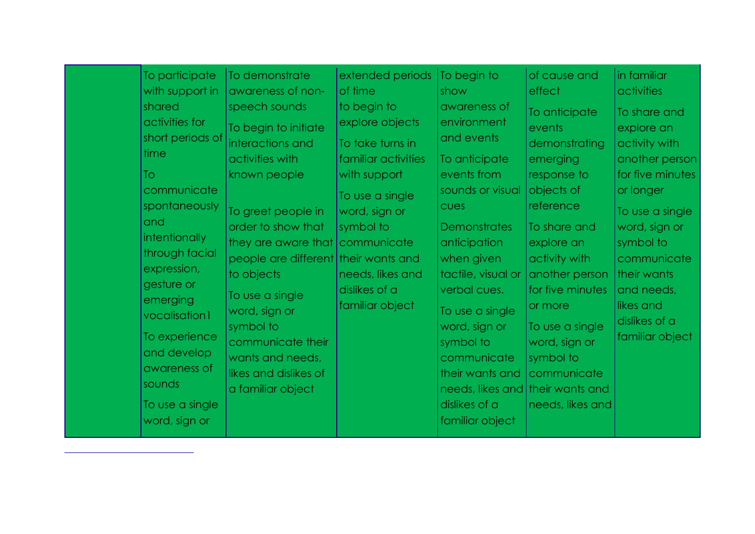| | | | | | | |
|---|---|---|---|---|---|---|
| | To participate with support in shared activities for short periods of time<br><br>To communicate spontaneously and intentionally through facial expression, gesture or emerging vocalisation1<br><br>To experience and develop awareness of sounds<br><br>To use a single word, sign or | To demonstrate awareness of non-speech sounds<br><br>To begin to initiate interactions and activities with known people<br><br>To greet people in order to show that they are aware that people are different to objects<br><br>To use a single word, sign or symbol to communicate their wants and needs, likes and dislikes of a familiar object | extended periods of time<br><br>to begin to explore objects<br><br>To take turns in familiar activities with support<br><br>To use a single word, sign or symbol to communicate their wants and needs, likes and dislikes of a familiar object | To begin to show awareness of environment and events<br><br>To anticipate events from sounds or visual cues<br><br>Demonstrates anticipation when given tactile, visual or verbal cues.<br><br>To use a single word, sign or symbol to communicate their wants and needs, likes and dislikes of a familiar object | of cause and effect<br><br>To anticipate events demonstrating emerging response to objects of reference<br><br>To share and explore an activity with another person for five minutes or more<br><br>To use a single word, sign or symbol to communicate their wants and needs, likes and | in familiar activities<br><br>To share and explore an activity with another person for five minutes or longer<br><br>To use a single word, sign or symbol to communicate their wants and needs, likes and dislikes of a familiar object |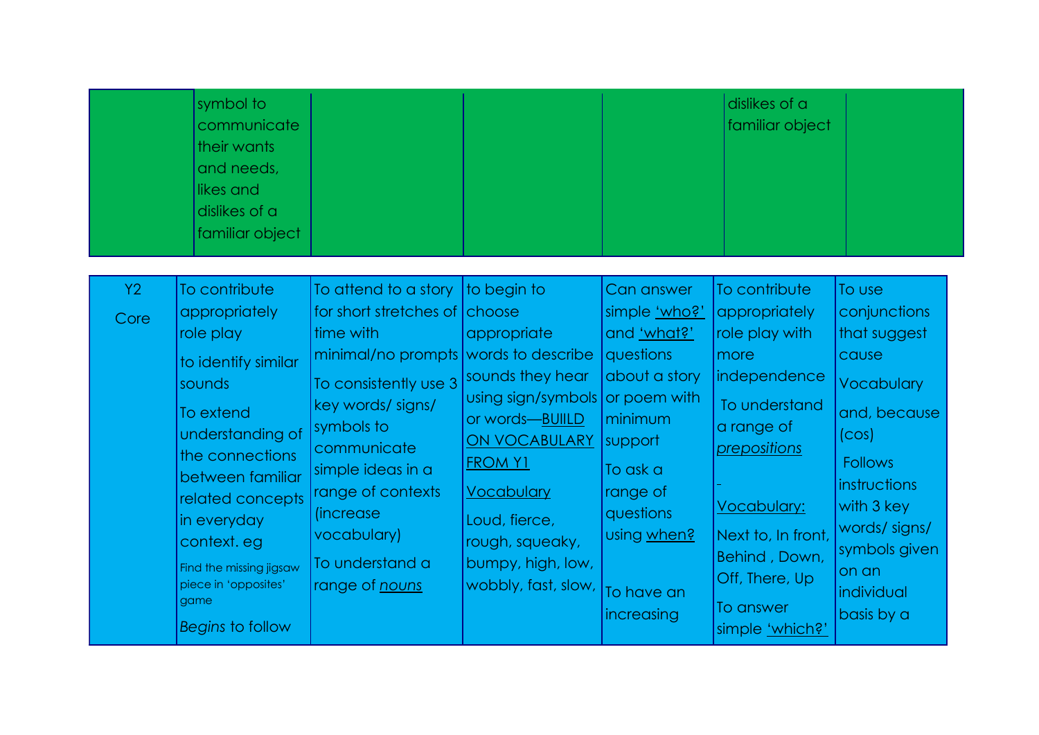| | | | | | | |
|---|---|---|---|---|---|---|
| | symbol to communicate their wants and needs, likes and dislikes of a familiar object | | | | dislikes of a familiar object | |

| | | | | | | |
|---|---|---|---|---|---|---|
| Y2 Core | To contribute appropriately role play<br>to identify similar sounds<br>To extend understanding of the connections between familiar related concepts in everyday context. eg<br>Find the missing jigsaw piece in 'opposites' game<br>*Begins* to follow | To attend to a story for short stretches of time with minimal/no prompts<br>To consistently use 3 key words/ signs/ symbols to communicate simple ideas in a range of contexts (increase vocabulary)<br>To understand a range of *<u>nouns</u>* | to begin to choose appropriate words to describe sounds they hear using sign/symbols or words—<u>BUIILD ON VOCABULARY FROM Y1</u><br><u>Vocabulary</u><br>Loud, fierce, rough, squeaky, bumpy, high, low, wobbly, fast, slow, | Can answer simple <u>'who?'</u> and <u>'what?'</u> questions about a story or poem with minimum support<br>To ask a range of questions using <u>when?</u><br>To have an increasing | To contribute appropriately role play with more independence<br>To understand a range of *<u>prepositions</u>*<br><u>Vocabulary:</u><br>Next to, In front, Behind , Down, Off, There, Up<br>To answer simple <u>'which?'</u> | To use conjunctions that suggest cause<br>Vocabulary<br>and, because (cos)<br>Follows instructions with 3 key words/ signs/ symbols given on an individual basis by a |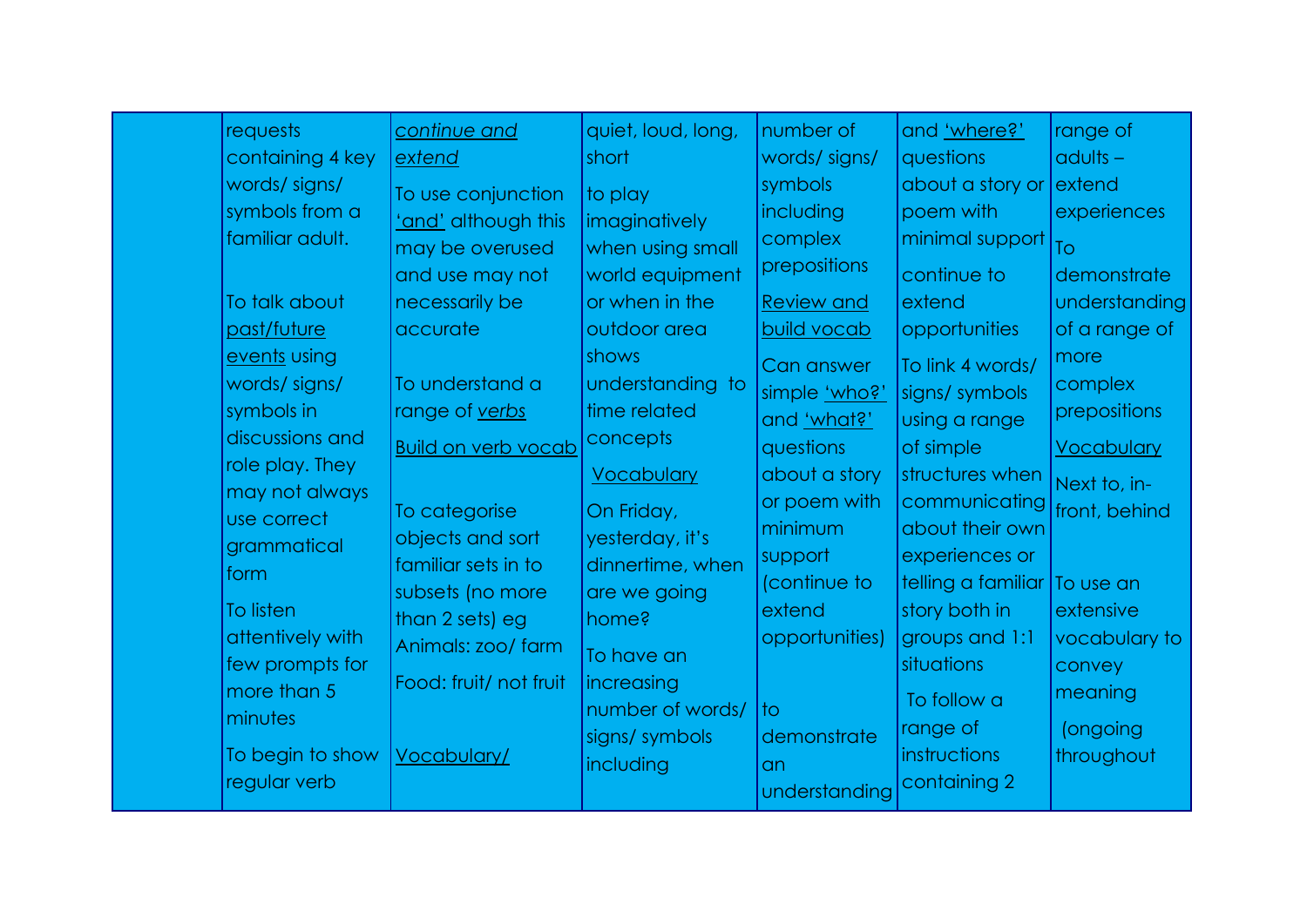|  | requests containing 4 key words/ signs/ symbols from a familiar adult.<br><br>To talk about past/future events using words/ signs/ symbols in discussions and role play. They may not always use correct grammatical form<br><br>To listen attentively with few prompts for more than 5 minutes<br><br>To begin to show regular verb | *continue and extend*<br><br>To use conjunction 'and' although this may be overused and use may not necessarily be accurate<br><br>To understand a range of *verbs*<br><br>Build on verb vocab<br><br>To categorise objects and sort familiar sets in to subsets (no more than 2 sets) eg Animals: zoo/ farm<br><br>Food: fruit/ not fruit<br><br>Vocabulary/ | quiet, loud, long, short<br><br>to play imaginatively when using small world equipment or when in the outdoor area shows understanding to time related concepts<br><br>Vocabulary<br><br>On Friday, yesterday, it's dinnertime, when are we going home?<br><br>To have an increasing number of words/ signs/ symbols including | number of words/ signs/ symbols including complex prepositions<br><br>Review and build vocab<br><br>Can answer simple 'who?' and 'what?' questions about a story or poem with minimum support (continue to extend opportunities)<br><br>to demonstrate an understanding | and 'where?' questions about a story or poem with minimal support<br><br>continue to extend opportunities<br><br>To link 4 words/ signs/ symbols using a range of simple structures when communicating about their own experiences or telling a familiar story both in groups and 1:1 situations<br><br>To follow a range of instructions containing 2 | range of adults – extend experiences<br><br>To demonstrate understanding of a range of more complex prepositions<br><br>Vocabulary<br><br>Next to, in-front, behind<br><br>To use an extensive vocabulary to convey meaning<br><br>(ongoing throughout |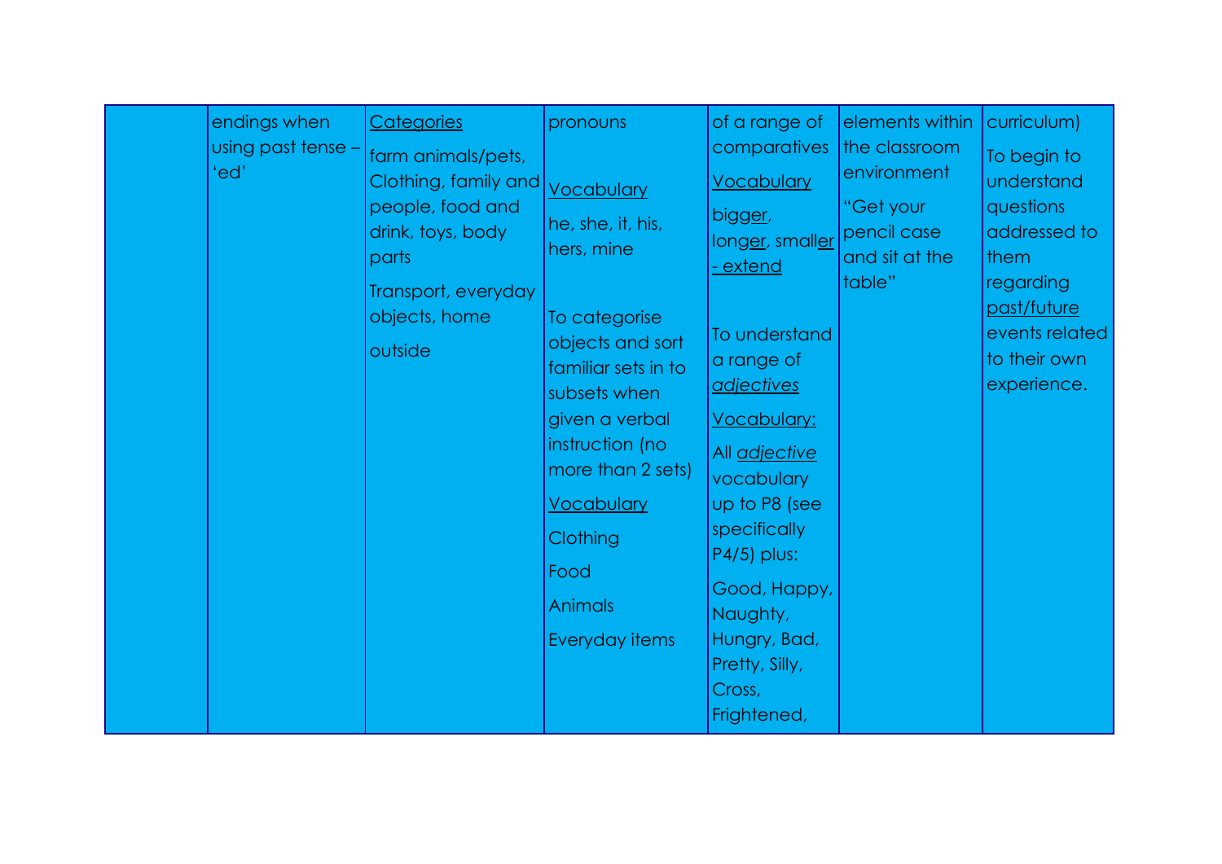|  | endings when using past tense – 'ed' | Categories<br>farm animals/pets, Clothing, family and people, food and drink, toys, body parts<br>Transport, everyday objects, home<br>outside | pronouns<br><br>Vocabulary<br>he, she, it, his, hers, mine<br><br>To categorise objects and sort familiar sets in to subsets when given a verbal instruction (no more than 2 sets)<br>Vocabulary<br>Clothing<br>Food<br>Animals<br>Everyday items | of a range of comparatives<br>Vocabulary<br>bigger, longer, smaller - extend<br><br>To understand a range of *adjectives*<br>Vocabulary:<br>All *adjective* vocabulary up to P8 (see specifically P4/5) plus:<br>Good, Happy, Naughty, Hungry, Bad, Pretty, Silly, Cross, Frightened, | elements within the classroom environment<br>"Get your pencil case and sit at the table" | curriculum)<br>To begin to understand questions addressed to them regarding past/future events related to their own experience. |
|---|---|---|---|---|---|---|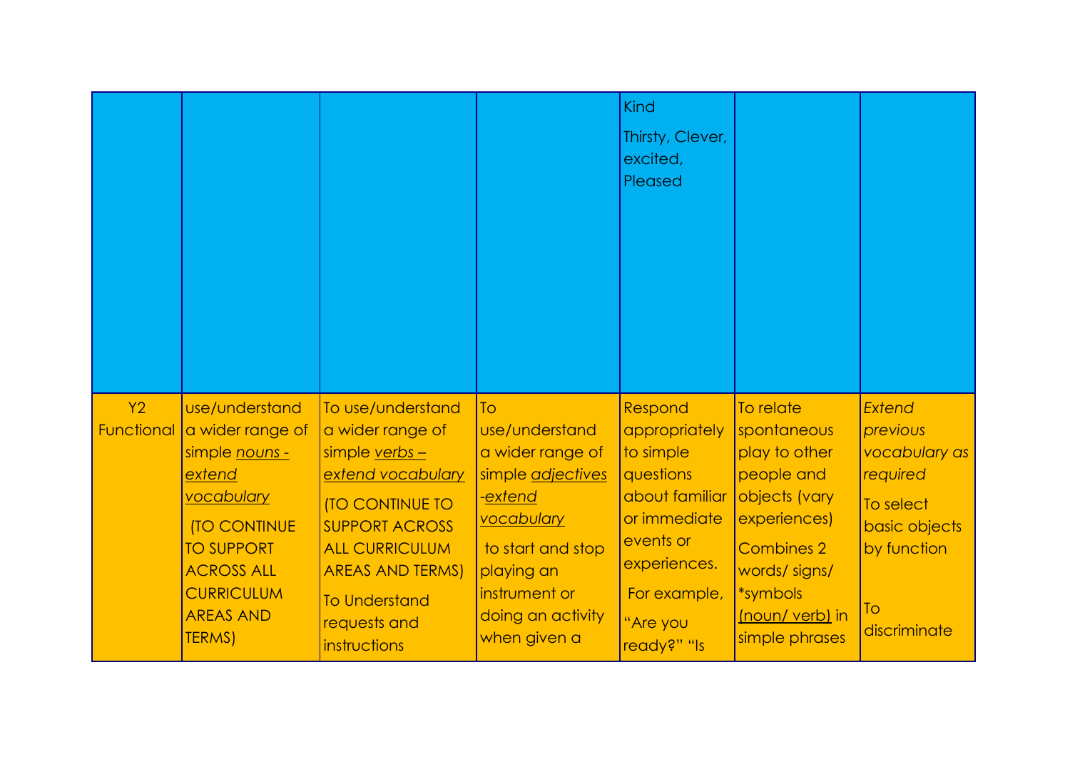| | | | | | | |
|---|---|---|---|---|---|---|
| | | | | Kind<br>Thirsty, Clever, excited, Pleased | | |
| Y2 Functional | use/understand a wider range of simple <u>*nouns - extend vocabulary*</u><br>(TO CONTINUE TO SUPPORT ACROSS ALL CURRICULUM AREAS AND TERMS) | To use/understand a wider range of simple <u>*verbs – extend vocabulary*</u><br>(TO CONTINUE TO SUPPORT ACROSS ALL CURRICULUM AREAS AND TERMS)<br>To Understand requests and instructions | To use/understand a wider range of simple <u>*adjectives -extend vocabulary*</u><br>to start and stop playing an instrument or doing an activity when given a | Respond appropriately to simple questions about familiar or immediate events or experiences.<br>For example, "Are you ready?" "Is | To relate spontaneous play to other people and objects (vary experiences)<br>Combines 2 words/ signs/ *symbols <u>(noun/ verb)</u> in simple phrases | *Extend previous vocabulary as required*<br>To select basic objects by function<br>To discriminate |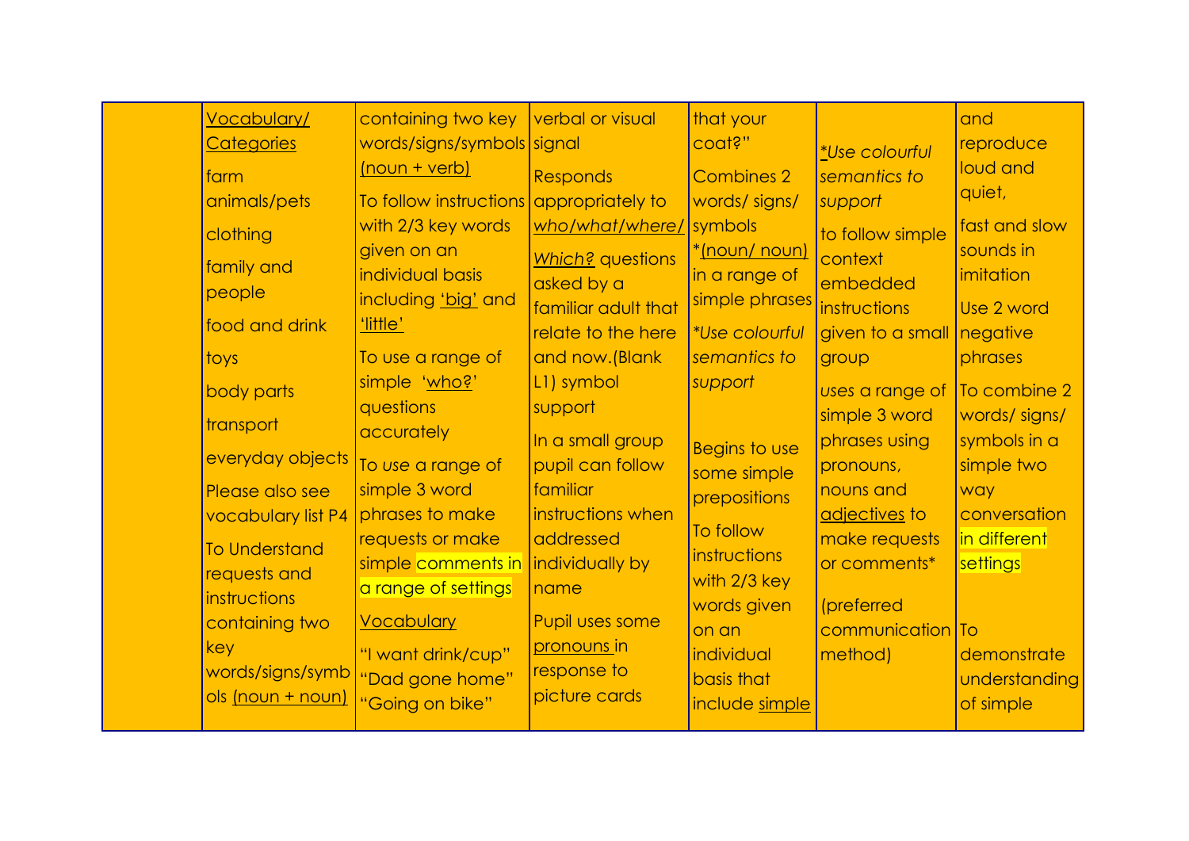| | | | | | | |
|---|---|---|---|---|---|---|
| | Vocabulary/ Categories<br>farm animals/pets<br>clothing<br>family and people<br>food and drink<br>toys<br>body parts<br>transport<br>everyday objects<br>Please also see vocabulary list P4<br>To Understand requests and instructions containing two key words/signs/symbols (noun + noun) | containing two key words/signs/symbols (noun + verb)<br>To follow instructions with 2/3 key words given on an individual basis including 'big' and 'little'<br>To use a range of simple 'who?' questions accurately<br>To use a range of simple 3 word phrases to make requests or make simple comments in a range of settings<br>Vocabulary<br>"I want drink/cup"<br>"Dad gone home"<br>"Going on bike" | verbal or visual signal<br>Responds appropriately to *who/what/where/ Which?* questions asked by a familiar adult that relate to the here and now.(Blank L1) symbol support<br>In a small group pupil can follow familiar instructions when addressed individually by name<br>Pupil uses some pronouns in response to picture cards | that your coat?"<br>Combines 2 words/ signs/ symbols *(noun/ noun) in a range of simple phrases<br>*Use colourful semantics to support*<br>Begins to use some simple prepositions<br>To follow instructions with 2/3 key words given on an individual basis that include simple | *Use colourful semantics to support*<br>to follow simple context embedded instructions given to a small group<br>*uses* a range of simple 3 word phrases using pronouns, nouns and adjectives to make requests or comments*<br>(preferred communication method) | and reproduce loud and quiet,<br>fast and slow sounds in imitation<br>Use 2 word negative phrases<br>To combine 2 words/ signs/ symbols in a simple two way conversation in different settings<br>To demonstrate understanding of simple |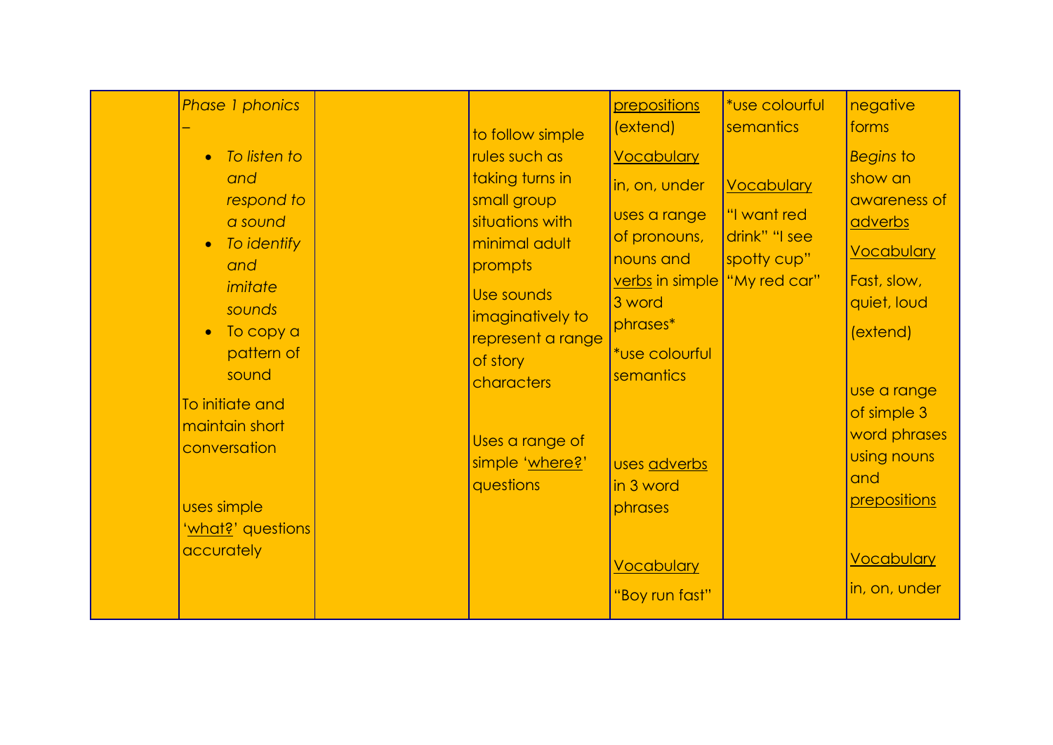| | | | | | | |
|---|---|---|---|---|---|---|
| | *Phase 1 phonics* – <br>• *To listen to and respond to a sound*<br>• *To identify and imitate sounds*<br>• To copy a pattern of sound<br><br>To initiate and maintain short conversation<br><br>uses simple 'what?' questions accurately | | to follow simple rules such as taking turns in small group situations with minimal adult prompts<br><br>Use sounds imaginatively to represent a range of story characters<br><br>Uses a range of simple 'where?' questions | prepositions (extend)<br><br>Vocabulary<br><br>in, on, under<br><br>uses a range of pronouns, nouns and verbs in simple 3 word phrases*<br><br>*use colourful semantics<br><br>uses adverbs in 3 word phrases<br><br>Vocabulary<br><br>"Boy run fast" | *use colourful semantics<br><br>Vocabulary<br><br>"I want red drink" "I see spotty cup" "My red car" | negative forms<br><br>*Begins* to show an awareness of adverbs<br><br>Vocabulary<br><br>Fast, slow, quiet, loud<br><br>(extend)<br><br>use a range of simple 3 word phrases using nouns and prepositions<br><br>Vocabulary<br><br>in, on, under |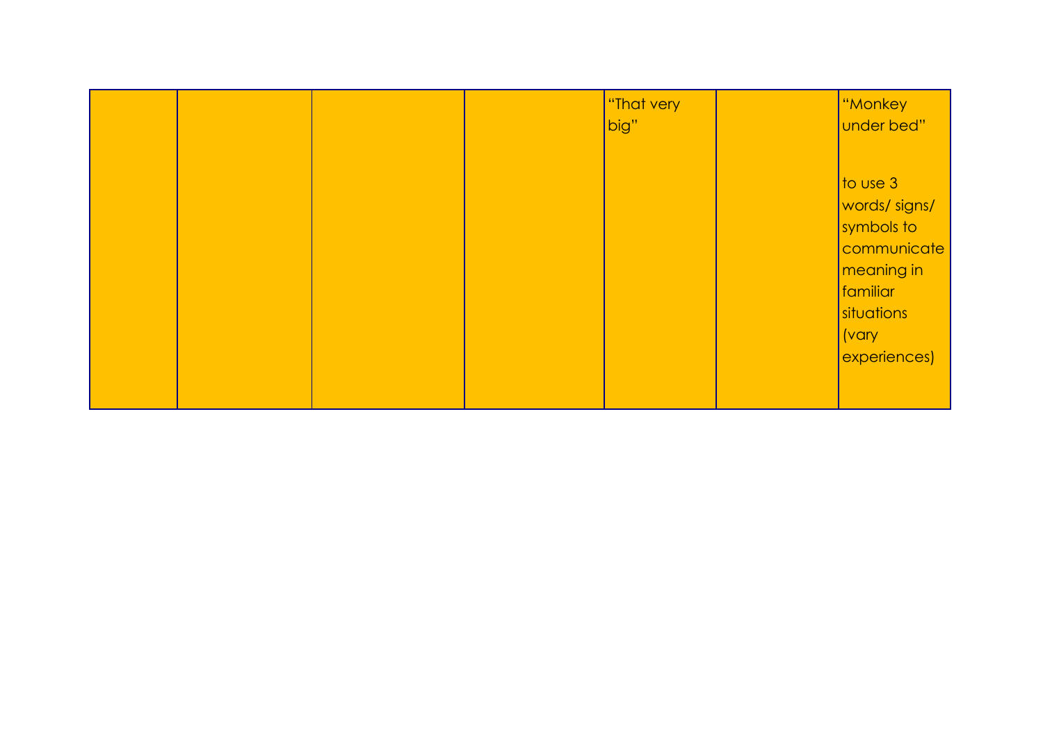|  |  |  |  | "That very big" |  | "Monkey under bed"<br><br>to use 3 words/ signs/ symbols to communicate meaning in familiar situations (vary experiences) |
|---|---|---|---|---|---|---|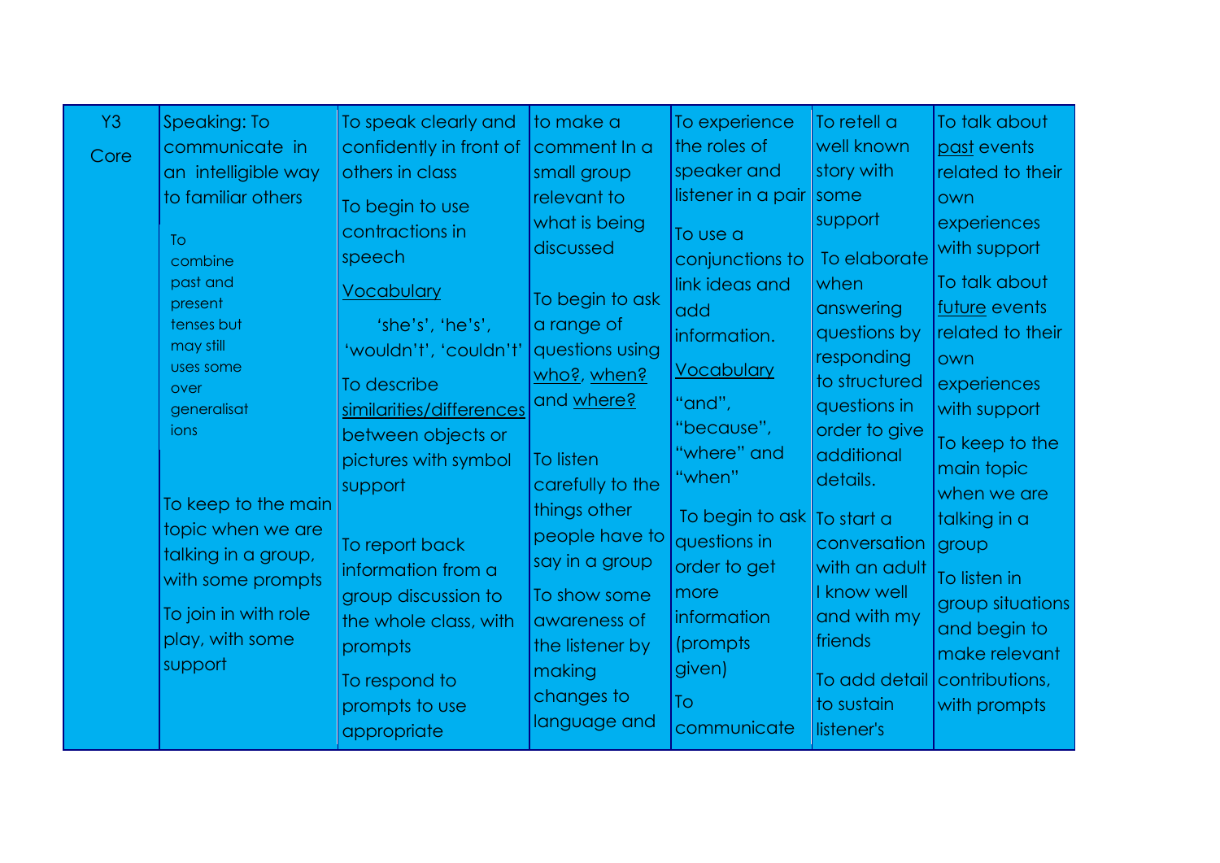| Y3 Core | Speaking: To communicate in an intelligible way to familiar others<br><br>To combine past and present tenses but may still uses some over generalisations<br><br>To keep to the main topic when we are talking in a group, with some prompts<br><br>To join in with role play, with some support | To speak clearly and confidently in front of others in class<br><br>To begin to use contractions in speech<br><br><u>Vocabulary</u><br><br>'she's', 'he's', 'wouldn't', 'couldn't'<br><br>To describe <u>similarities/differences</u> between objects or pictures with symbol support<br><br>To report back information from a group discussion to the whole class, with prompts<br><br>To respond to prompts to use appropriate | to make a comment In a small group relevant to what is being discussed<br><br>To begin to ask a range of questions using <u>who?</u>, <u>when?</u> and <u>where?</u><br><br>To listen carefully to the things other people have to say in a group<br><br>To show some awareness of the listener by making changes to language and | To experience the roles of speaker and listener in a pair<br><br>To use a conjunctions to link ideas and add information.<br><br><u>Vocabulary</u><br><br>"and", "because", "where" and "when"<br><br>To begin to ask questions in order to get more information (prompts given)<br><br>To communicate | To retell a well known story with some support<br><br>To elaborate when answering questions by responding to structured questions in order to give additional details.<br><br>To start a conversation with an adult I know well and with my friends<br><br>To add detail to sustain listener's | To talk about <u>past</u> events related to their own experiences with support<br><br>To talk about <u>future</u> events related to their own experiences with support<br><br>To keep to the main topic when we are talking in a group<br><br>To listen in group situations and begin to make relevant contributions, with prompts |
|---|---|---|---|---|---|---|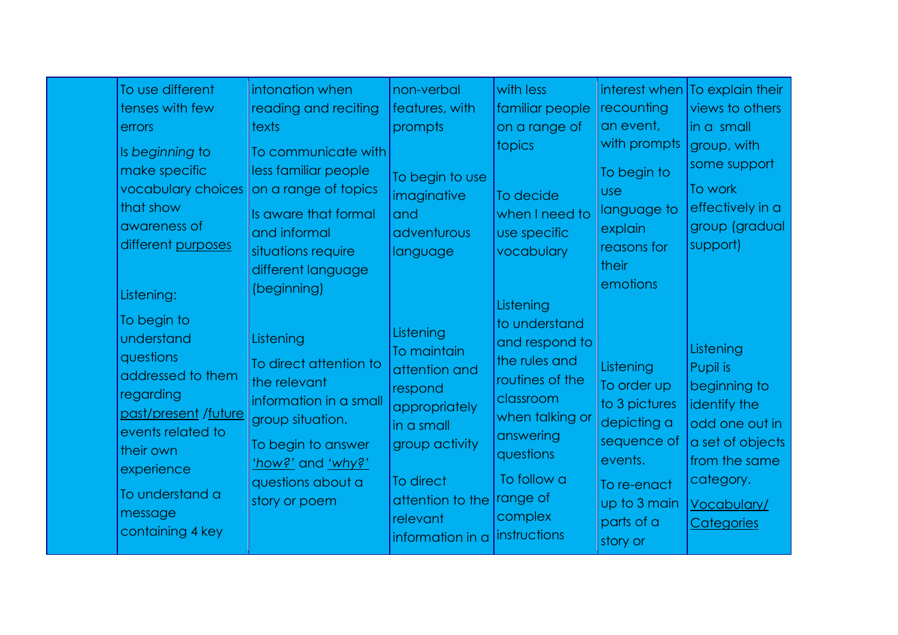|  | To use different tenses with few errors<br>Is *beginning* to make specific vocabulary choices that show awareness of different purposes<br><br>Listening:<br>To begin to understand questions addressed to them regarding past/present /future events related to their own experience<br>To understand a message containing 4 key | intonation when reading and reciting texts<br>To communicate with less familiar people on a range of topics<br>Is aware that formal and informal situations require different language (beginning)<br><br>Listening<br>To direct attention to the relevant information in a small group situation.<br>To begin to answer *'how?'* and *'why?'* questions about a story or poem | non-verbal features, with prompts<br><br>To begin to use imaginative and adventurous language<br><br>Listening<br>To maintain attention and respond appropriately in a small group activity<br>To direct attention to the relevant information in a | with less familiar people on a range of topics<br><br>To decide when I need to use specific vocabulary<br><br>Listening<br>to understand and respond to the rules and routines of the classroom when talking or answering questions<br>To follow a range of complex instructions | interest when recounting an event, with prompts<br>To begin to use language to explain reasons for their emotions<br><br>Listening<br>To order up to 3 pictures depicting a sequence of events.<br>To re-enact up to 3 main parts of a story or | To explain their views to others in a small group, with some support<br>To work effectively in a group (gradual support)<br><br>Listening<br>Pupil is beginning to identify the odd one out in a set of objects from the same category.<br>Vocabulary/ Categories |
|---|---|---|---|---|---|---|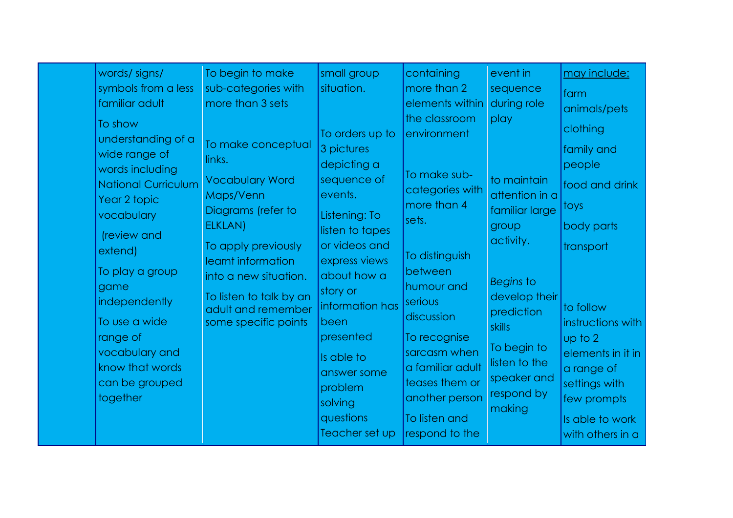| | | | | | | |
|---|---|---|---|---|---|---|
| | words/ signs/ symbols from a less familiar adult<br>To show understanding of a wide range of words including National Curriculum Year 2 topic vocabulary<br>(review and extend)<br>To play a group game independently<br>To use a wide range of vocabulary and know that words can be grouped together | To begin to make sub-categories with more than 3 sets<br>To make conceptual links.<br>Vocabulary Word Maps/Venn Diagrams (refer to ELKLAN)<br>To apply previously learnt information into a new situation.<br>To listen to talk by an adult and remember some specific points | small group situation.<br>To orders up to 3 pictures depicting a sequence of events.<br>Listening: To listen to tapes or videos and express views about how a story or information has been presented<br>Is able to answer some problem solving questions<br>Teacher set up | containing more than 2 elements within the classroom environment<br>To make sub-categories with more than 4 sets.<br>To distinguish between humour and serious discussion<br>To recognise sarcasm when a familiar adult teases them or another person<br>To listen and respond to the | event in sequence during role play<br>to maintain attention in a familiar large group activity.<br>*Begins* to develop their prediction skills<br>To begin to listen to the speaker and respond by making | <u>may include:</u><br>farm animals/pets<br>clothing<br>family and people<br>food and drink<br>toys<br>body parts<br>transport<br>to follow instructions with up to 2 elements in it in a range of settings with few prompts<br>Is able to work with others in a |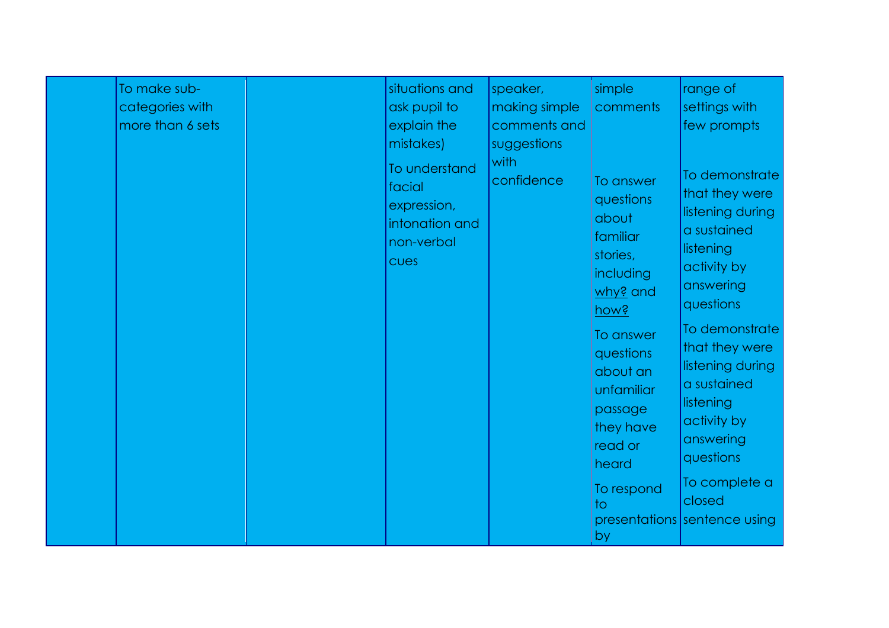| | | | | | | |
|---|---|---|---|---|---|---|
| | To make sub-categories with more than 6 sets | | situations and ask pupil to explain the mistakes)<br><br>To understand facial expression, intonation and non-verbal cues | speaker, making simple comments and suggestions with confidence | simple comments<br><br>To answer questions about familiar stories, including why? and how?<br><br>To answer questions about an unfamiliar passage they have read or heard<br><br>To respond to presentations by | range of settings with few prompts<br><br>To demonstrate that they were listening during a sustained listening activity by answering questions<br><br>To demonstrate that they were listening during a sustained listening activity by answering questions<br><br>To complete a closed sentence using |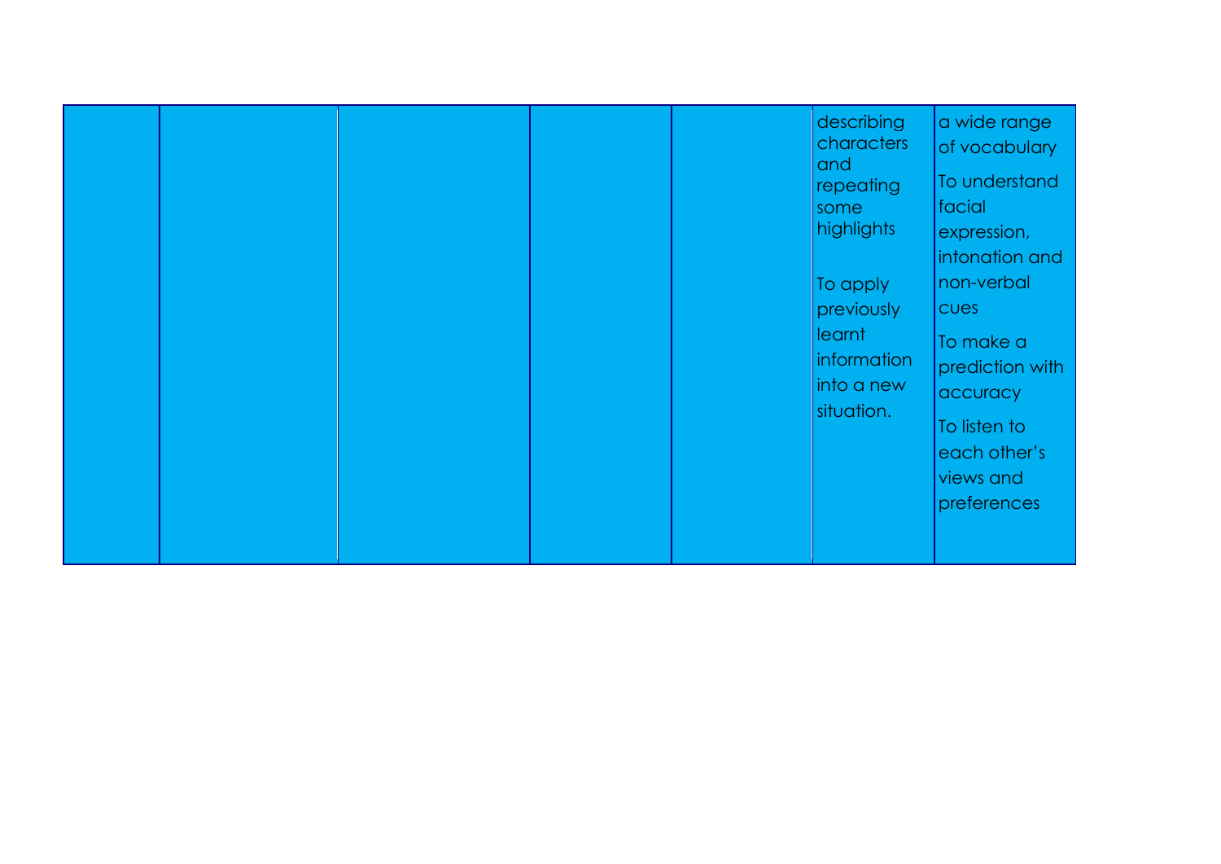| | | | | | | |
|---|---|---|---|---|---|---|
| | | | | | describing characters and repeating some highlights<br><br>To apply previously learnt information into a new situation. | a wide range of vocabulary<br><br>To understand facial expression, intonation and non-verbal cues<br><br>To make a prediction with accuracy<br><br>To listen to each other's views and preferences |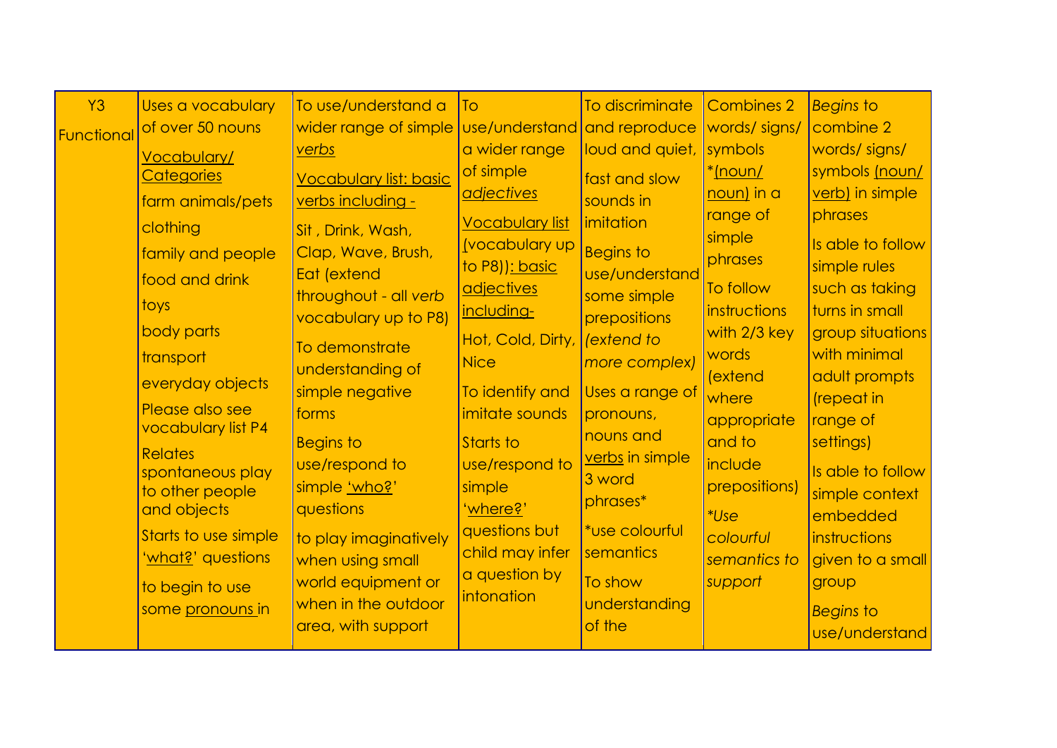| Y3 Functional | Uses a vocabulary of over 50 nouns<br><u>Vocabulary/ Categories</u><br>farm animals/pets<br>clothing<br>family and people<br>food and drink<br>toys<br>body parts<br>transport<br>everyday objects<br>Please also see vocabulary list P4<br>Relates spontaneous play to other people and objects<br>Starts to use simple '<u>what?</u>' questions<br>to begin to use some <u>pronouns</u> in | To use/understand a wider range of simple <u>*verbs*</u><br><u>Vocabulary list: basic verbs including -</u><br>Sit , Drink, Wash, Clap, Wave, Brush, Eat (extend throughout - all *verb* vocabulary up to P8)<br>To demonstrate understanding of simple negative forms<br>Begins to use/respond to simple <u>'who?</u>' questions<br>to play imaginatively when using small world equipment or when in the outdoor area, with support | To use/understand a wider range of simple <u>*adjectives*</u><br><u>Vocabulary list (vocabulary up to P8)): basic adjectives including-</u><br>Hot, Cold, Dirty, Nice<br>To identify and imitate sounds<br>Starts to use/respond to simple '<u>where?</u>' questions but child may infer a question by intonation | To discriminate and reproduce loud and quiet, fast and slow sounds in imitation<br>Begins to use/understand some simple prepositions *(extend to more complex)*<br>Uses a range of pronouns, nouns and <u>verbs</u> in simple 3 word phrases*<br>*use colourful semantics<br>To show understanding of the | Combines 2 words/ signs/ symbols *<u>(noun/ noun)</u> in a range of simple phrases<br>To follow instructions with 2/3 key words (extend where appropriate and to include prepositions)<br>**Use colourful semantics to support* | *Begins* to combine 2 words/ signs/ symbols <u>(noun/ verb)</u> in simple phrases<br>Is able to follow simple rules such as taking turns in small group situations with minimal adult prompts (repeat in range of settings)<br>Is able to follow simple context embedded instructions given to a small group<br>*Begins* to use/understand |
|---|---|---|---|---|---|---|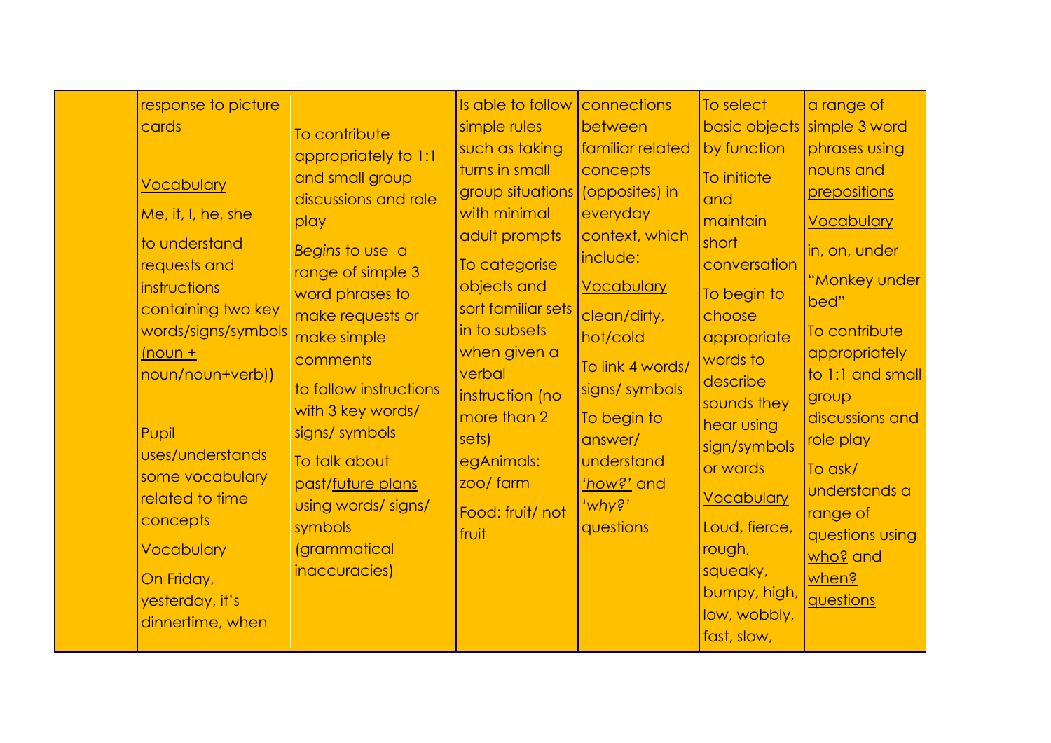| | | | | | | |
|---|---|---|---|---|---|---|
| | response to picture cards<br><br>Vocabulary<br><br>Me, it, I, he, she<br><br>to understand requests and instructions containing two key words/signs/symbols (noun + noun/noun+verb))<br><br>Pupil uses/understands some vocabulary related to time concepts<br><br>Vocabulary<br><br>On Friday, yesterday, it's dinnertime, when | To contribute appropriately to 1:1 and small group discussions and role play<br><br>*Begins* to use a range of simple 3 word phrases to make requests or make simple comments<br><br>to follow instructions with 3 key words/ signs/ symbols<br><br>To talk about past/future plans using words/ signs/ symbols (grammatical inaccuracies) | Is able to follow simple rules such as taking turns in small group situations with minimal adult prompts<br><br>To categorise objects and sort familiar sets in to subsets when given a verbal instruction (no more than 2 sets)<br><br>egAnimals: zoo/ farm<br><br>Food: fruit/ not fruit | connections between familiar related concepts (opposites) in everyday context, which include:<br><br>Vocabulary<br><br>clean/dirty, hot/cold<br><br>To link 4 words/ signs/ symbols<br><br>To begin to answer/ understand *'how?'* and *'why?'* questions | To select basic objects by function<br><br>To initiate and maintain short conversation<br><br>To begin to choose appropriate words to describe sounds they hear using sign/symbols or words<br><br>Vocabulary<br><br>Loud, fierce, rough, squeaky, bumpy, high, low, wobbly, fast, slow, | a range of simple 3 word phrases using nouns and prepositions<br><br>Vocabulary<br><br>in, on, under<br><br>"Monkey under bed"<br><br>To contribute appropriately to 1:1 and small group discussions and role play<br><br>To ask/ understands a range of questions using who? and when? questions |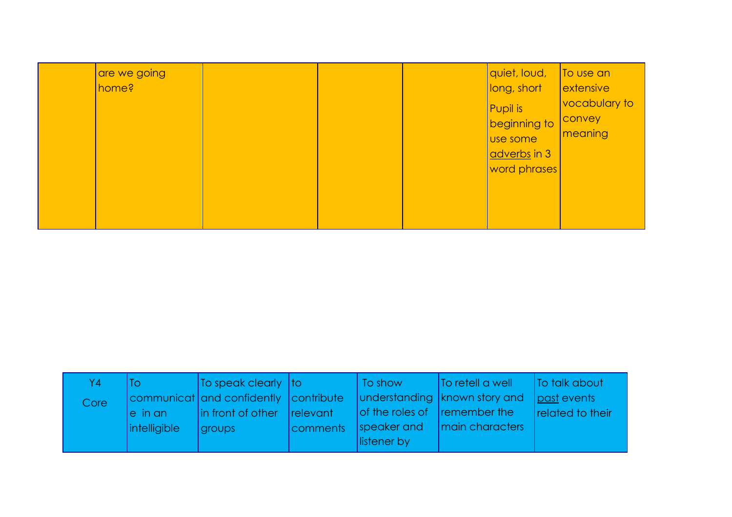| | | | | | | |
|---|---|---|---|---|---|---|
| | are we going home? | | | | quiet, loud, long, short<br>Pupil is beginning to use some adverbs in 3 word phrases | To use an extensive vocabulary to convey meaning |

| Y4 Core | To communicate in an intelligible | To speak clearly and confidently in front of other groups | to contribute relevant comments | To show understanding of the roles of speaker and listener by | To retell a well known story and remember the main characters | To talk about past events related to their |
|---|---|---|---|---|---|---|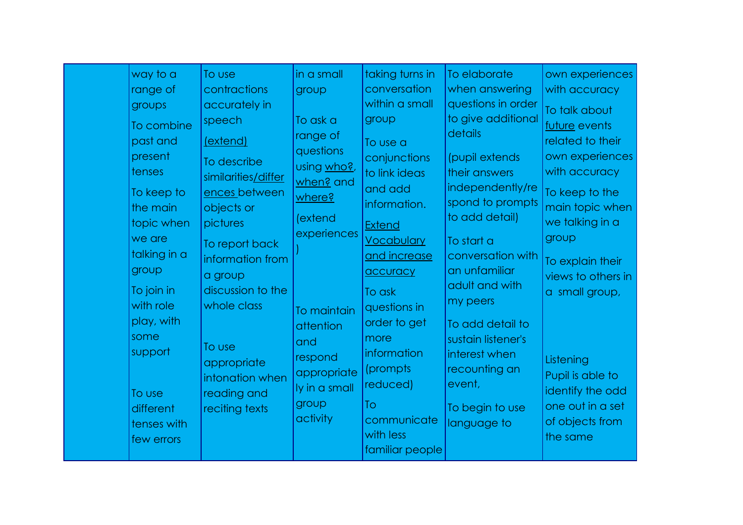|  | way to a range of groups<br><br>To combine past and present tenses<br><br>To keep to the main topic when we are talking in a group<br><br>To join in with role play, with some support<br><br>To use different tenses with few errors | To use contractions accurately in speech<br><br>(extend)<br><br>To describe similarities/differences between objects or pictures<br><br>To report back information from a group discussion to the whole class<br><br>To use appropriate intonation when reading and reciting texts | in a small group<br><br>To ask a range of questions using who?, when? and where?<br><br>(extend experiences)<br><br>To maintain attention and respond appropriately in a small group activity | taking turns in conversation within a small group<br><br>To use a conjunctions to link ideas and add information.<br><br>Extend Vocabulary and increase accuracy<br><br>To ask questions in order to get more information (prompts reduced)<br><br>To communicate with less familiar people | To elaborate when answering questions in order to give additional details<br><br>(pupil extends their answers independently/respond to prompts to add detail)<br><br>To start a conversation with an unfamiliar adult and with my peers<br><br>To add detail to sustain listener's interest when recounting an event,<br><br>To begin to use language to | own experiences with accuracy<br><br>To talk about future events related to their own experiences with accuracy<br><br>To keep to the main topic when we talking in a group<br><br>To explain their views to others in a small group,<br><br>Listening<br>Pupil is able to identify the odd one out in a set of objects from the same |
|---|---|---|---|---|---|---|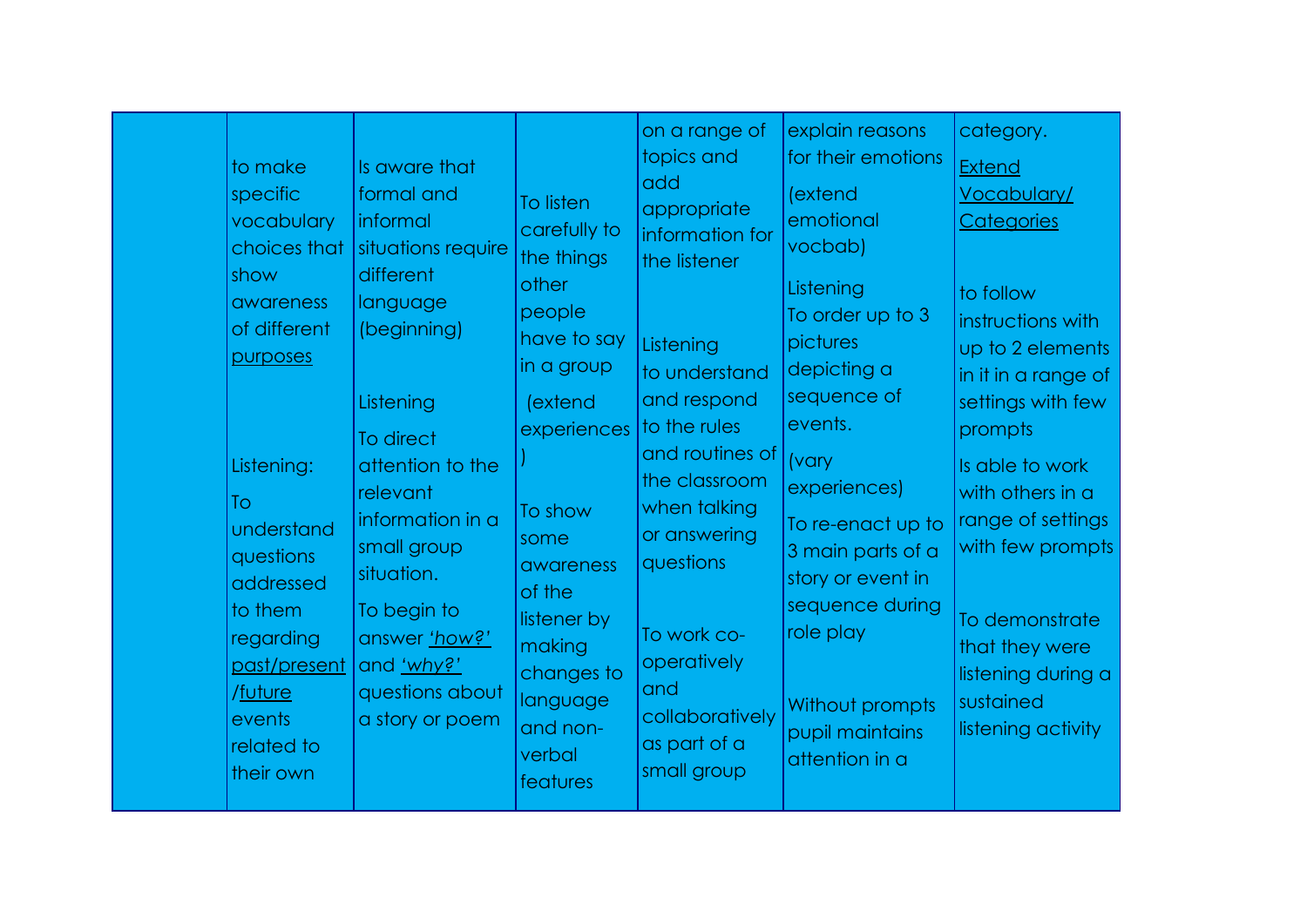|  |  |  |  |  |  |  |
|---|---|---|---|---|---|---|
|  | to make specific vocabulary choices that show awareness of different <u>purposes</u><br><br>Listening:<br><br>To understand questions addressed to them regarding <u>past/present</u> /<u>future</u> events related to their own | Is aware that formal and informal situations require different language (beginning)<br><br>Listening<br><br>To direct attention to the relevant information in a small group situation.<br><br>To begin to answer *<u>'how?'</u>* and *<u>'why?'</u>* questions about a story or poem | To listen carefully to the things other people have to say in a group<br><br>(extend experiences )<br><br>To show some awareness of the listener by making changes to language and non-verbal features | on a range of topics and add appropriate information for the listener<br><br>Listening<br><br>to understand and respond to the rules and routines of the classroom when talking or answering questions<br><br>To work co-operatively and collaboratively as part of a small group | explain reasons for their emotions<br><br>(extend emotional vocbab)<br><br>Listening<br><br>To order up to 3 pictures depicting a sequence of events.<br><br>(vary experiences)<br><br>To re-enact up to 3 main parts of a story or event in sequence during role play<br><br>Without prompts pupil maintains attention in a | category.<br><br><u>Extend Vocabulary/ Categories</u><br><br>to follow instructions with up to 2 elements in it in a range of settings with few prompts<br><br>Is able to work with others in a range of settings with few prompts<br><br>To demonstrate that they were listening during a sustained listening activity |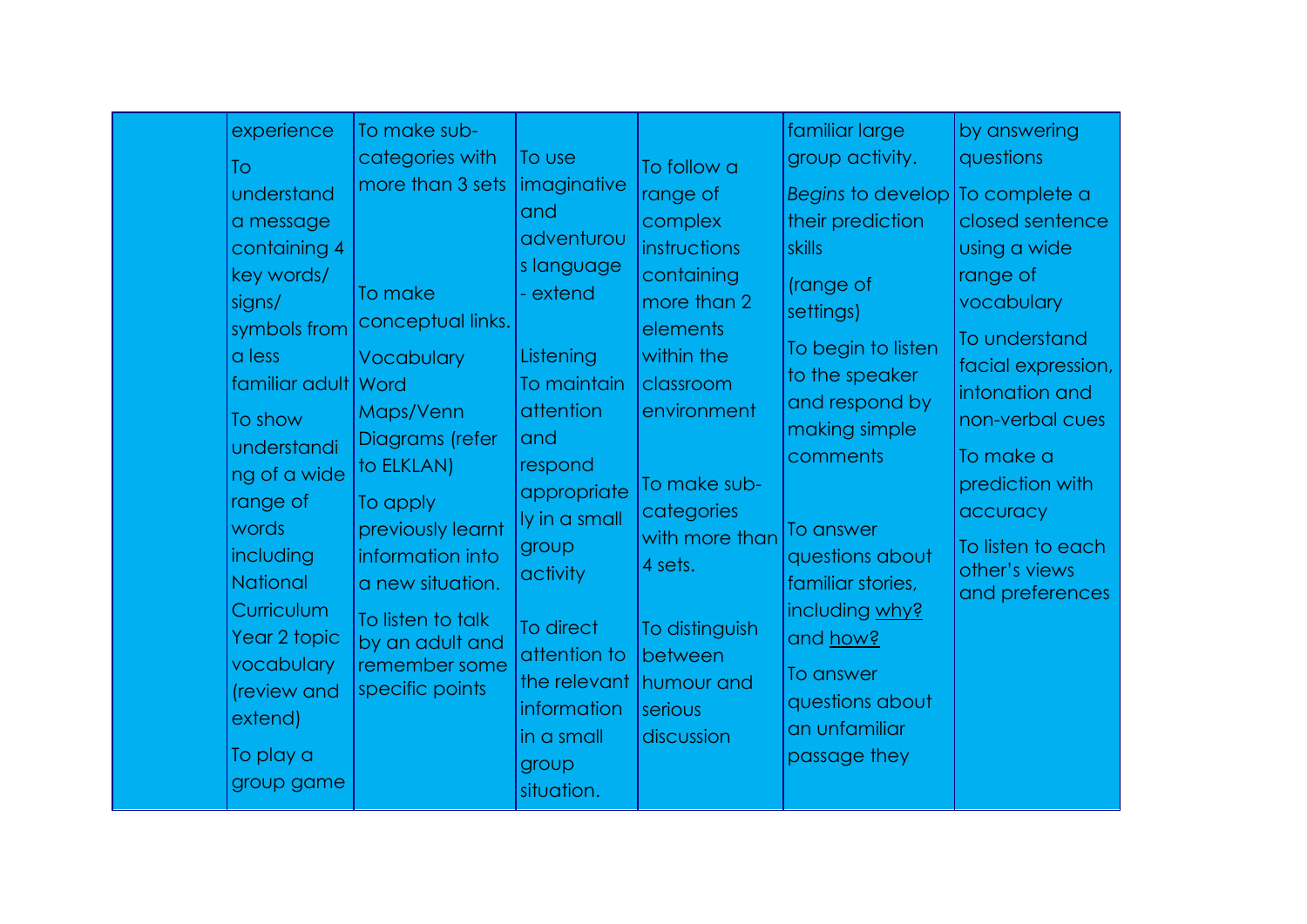|  |  |  |  |  |  |  |
|---|---|---|---|---|---|---|
|  | experience<br>To understand a message containing 4 key words/ signs/ symbols from a less familiar adult<br>To show understanding of a wide range of words including National Curriculum Year 2 topic vocabulary (review and extend)<br>To play a group game | To make sub-categories with more than 3 sets<br>To make conceptual links.<br>Vocabulary Word Maps/Venn Diagrams (refer to ELKLAN)<br>To apply previously learnt information into a new situation.<br>To listen to talk by an adult and remember some specific points | To use imaginative and adventurous language - extend<br>Listening<br>To maintain attention and respond appropriately in a small group activity<br>To direct attention to the relevant information in a small group situation. | To follow a range of complex instructions containing more than 2 elements within the classroom environment<br>To make sub-categories with more than 4 sets.<br>To distinguish between humour and serious discussion | familiar large group activity.<br>*Begins* to develop their prediction skills<br>(range of settings)<br>To begin to listen to the speaker and respond by making simple comments<br>To answer questions about familiar stories, including <u>why?</u> and <u>how?</u><br>To answer questions about an unfamiliar passage they | by answering questions<br>To complete a closed sentence using a wide range of vocabulary<br>To understand facial expression, intonation and non-verbal cues<br>To make a prediction with accuracy<br>To listen to each other's views and preferences |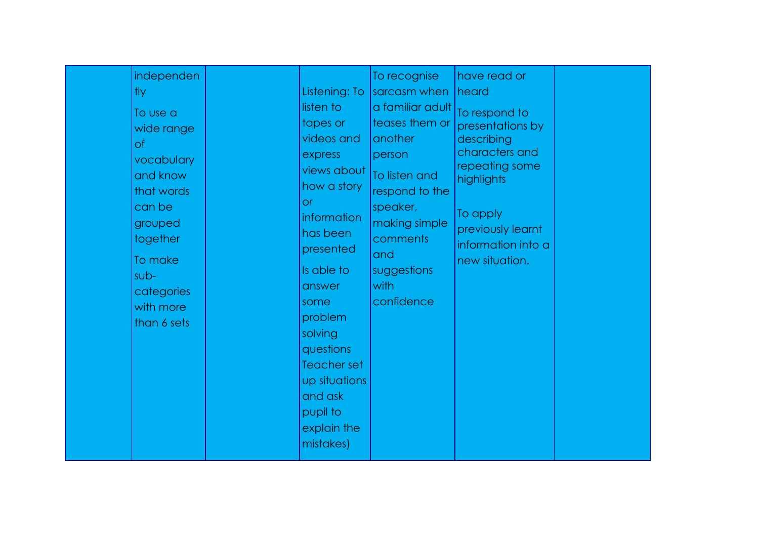|  |  |  |  |  |  |  |
|---|---|---|---|---|---|---|
|  | independently<br>To use a wide range of vocabulary and know that words can be grouped together<br>To make sub-categories with more than 6 sets |  | Listening: To listen to tapes or videos and express views about how a story or information has been presented<br>Is able to answer some problem solving questions Teacher set up situations and ask pupil to explain the mistakes) | To recognise sarcasm when a familiar adult teases them or another person<br>To listen and respond to the speaker, making simple comments and suggestions with confidence | have read or heard<br>To respond to presentations by describing characters and repeating some highlights<br>To apply previously learnt information into a new situation. |  |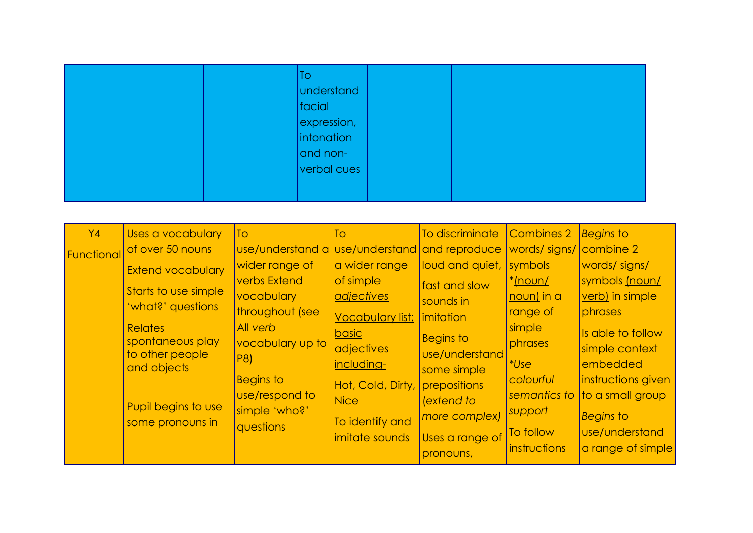|  |  |  | To understand facial expression, intonation and non-verbal cues |  |  |  |
|---|---|---|---|---|---|---|

| Y4 Functional | Uses a vocabulary of over 50 nouns<br><br>Extend vocabulary<br><br>Starts to use simple 'what?' questions<br><br>Relates spontaneous play to other people and objects<br><br>Pupil begins to use some pronouns in | To use/understand a wider range of verbs Extend vocabulary throughout (see All *verb* vocabulary up to P8)<br><br>Begins to use/respond to simple 'who?' questions | To use/understand a wider range of simple *adjectives*<br><br>Vocabulary list: basic adjectives including-<br><br>Hot, Cold, Dirty, Nice<br><br>To identify and imitate sounds | To discriminate and reproduce loud and quiet,<br><br>fast and slow sounds in imitation<br><br>Begins to use/understand some simple prepositions *(extend to more complex)*<br><br>Uses a range of pronouns, | Combines 2 words/ signs/ symbols *(noun/ noun) in a range of simple phrases<br><br>**Use colourful semantics to support*<br><br>To follow instructions | *Begins* to combine 2 words/ signs/ symbols (noun/ verb) in simple phrases<br><br>Is able to follow simple context embedded instructions given to a small group<br><br>*Begins* to use/understand a range of simple |
|---|---|---|---|---|---|---|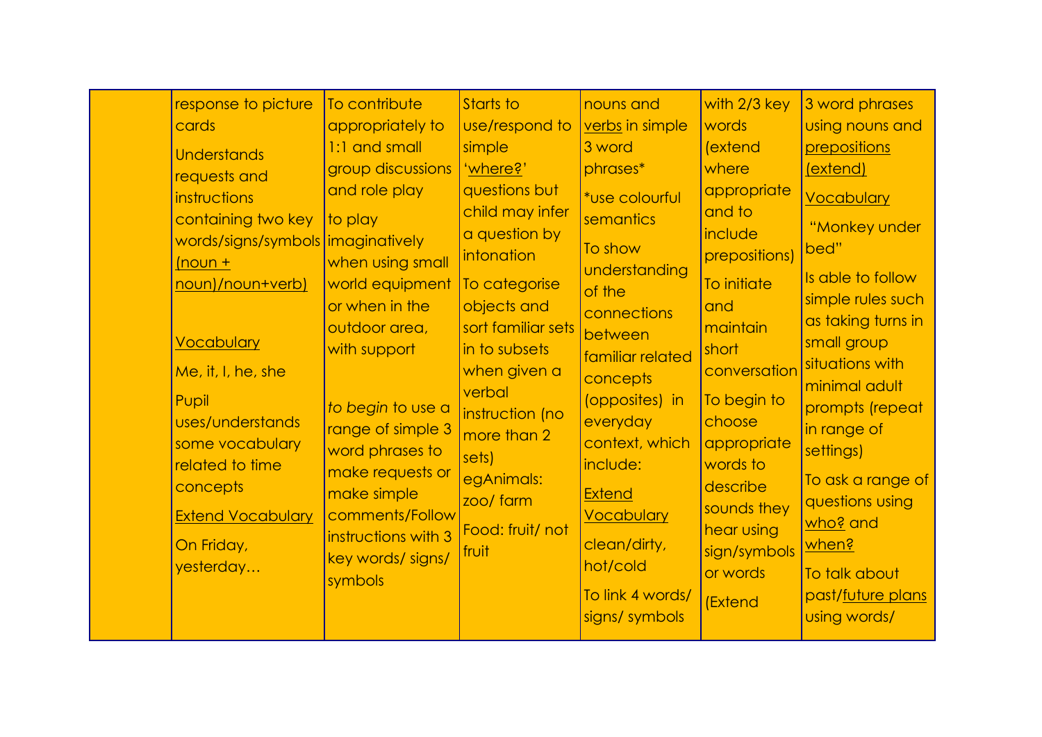| | | | | | | |
|---|---|---|---|---|---|---|
| | response to picture cards<br>Understands requests and instructions containing two key words/signs/symbols <u>(noun + noun)/noun+verb)</u><br><br><u>Vocabulary</u><br>Me, it, I, he, she<br>Pupil uses/understands some vocabulary related to time concepts<br><u>Extend Vocabulary</u><br>On Friday, yesterday… | To contribute appropriately to 1:1 and small group discussions and role play<br>to play imaginatively when using small world equipment or when in the outdoor area, with support<br><br>*to begin* to use a range of simple 3 word phrases to make requests or make simple comments/Follow instructions with 3 key words/ signs/ symbols | Starts to use/respond to simple '<u>where?</u>' questions but child may infer a question by intonation<br>To categorise objects and sort familiar sets in to subsets when given a verbal instruction (no more than 2 sets)<br>egAnimals: zoo/ farm<br>Food: fruit/ not fruit | nouns and <u>verbs</u> in simple 3 word phrases*<br>*use colourful semantics<br>To show understanding of the connections between familiar related concepts (opposites) in everyday context, which include:<br><u>Extend Vocabulary</u><br>clean/dirty, hot/cold<br>To link 4 words/ signs/ symbols | with 2/3 key words (extend where appropriate and to include prepositions)<br>To initiate and maintain short conversation<br>To begin to choose appropriate words to describe sounds they hear using sign/symbols or words<br>(Extend | 3 word phrases using nouns and <u>prepositions</u> <u>(extend)</u><br><u>Vocabulary</u><br>"Monkey under bed"<br>Is able to follow simple rules such as taking turns in small group situations with minimal adult prompts (repeat in range of settings)<br>To ask a range of questions using <u>who?</u> and <u>when?</u><br>To talk about past/<u>future plans</u> using words/ |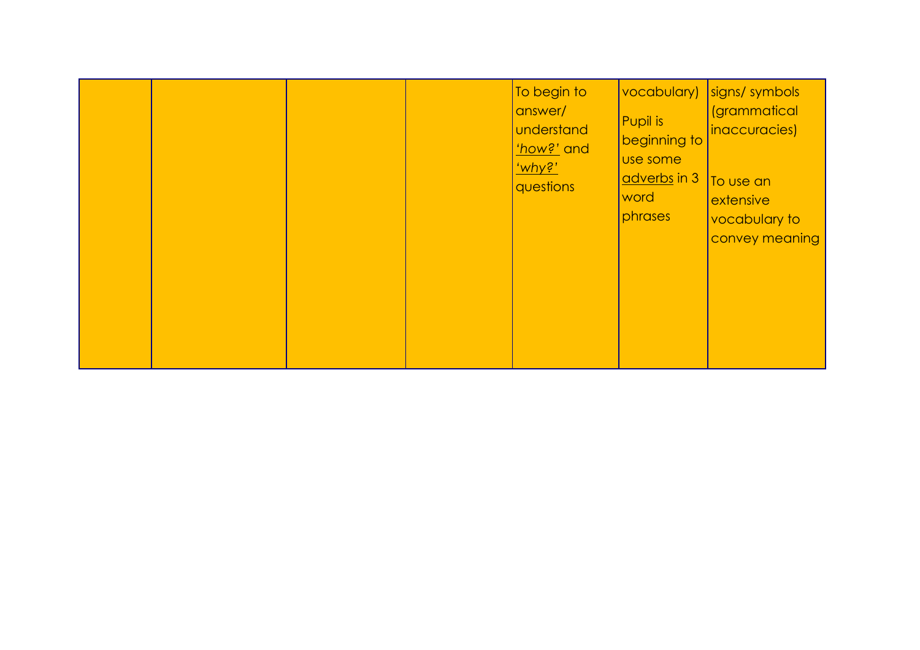|  |  |  |  |  |  |  |
|---|---|---|---|---|---|---|
|  |  |  |  | To begin to answer/ understand *'how?'* and *'why?'* questions | vocabulary)<br><br>Pupil is beginning to use some adverbs in 3 word phrases | signs/ symbols (grammatical inaccuracies)<br><br>To use an extensive vocabulary to convey meaning |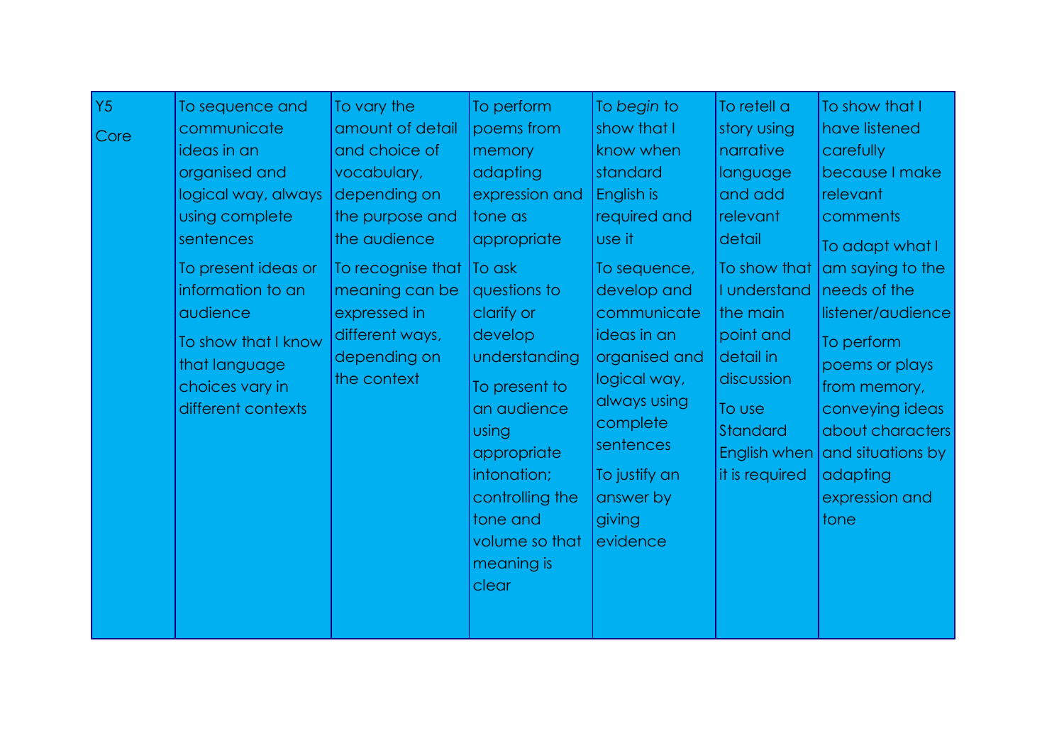| Y5 Core | To sequence and communicate ideas in an organised and logical way, always using complete sentences<br><br>To present ideas or information to an audience<br><br>To show that I know that language choices vary in different contexts | To vary the amount of detail and choice of vocabulary, depending on the purpose and the audience<br><br>To recognise that meaning can be expressed in different ways, depending on the context | To perform poems from memory adapting expression and tone as appropriate<br><br>To ask questions to clarify or develop understanding<br><br>To present to an audience using appropriate intonation; controlling the tone and volume so that meaning is clear | To *begin* to show that I know when standard English is required and use it<br><br>To sequence, develop and communicate ideas in an organised and logical way, always using complete sentences<br><br>To justify an answer by giving evidence | To retell a story using narrative language and add relevant detail<br><br>To show that I understand the main point and detail in discussion<br><br>To use Standard English when it is required | To show that I have listened carefully because I make relevant comments<br><br>To adapt what I am saying to the needs of the listener/audience<br><br>To perform poems or plays from memory, conveying ideas about characters and situations by adapting expression and tone |
|---|---|---|---|---|---|---|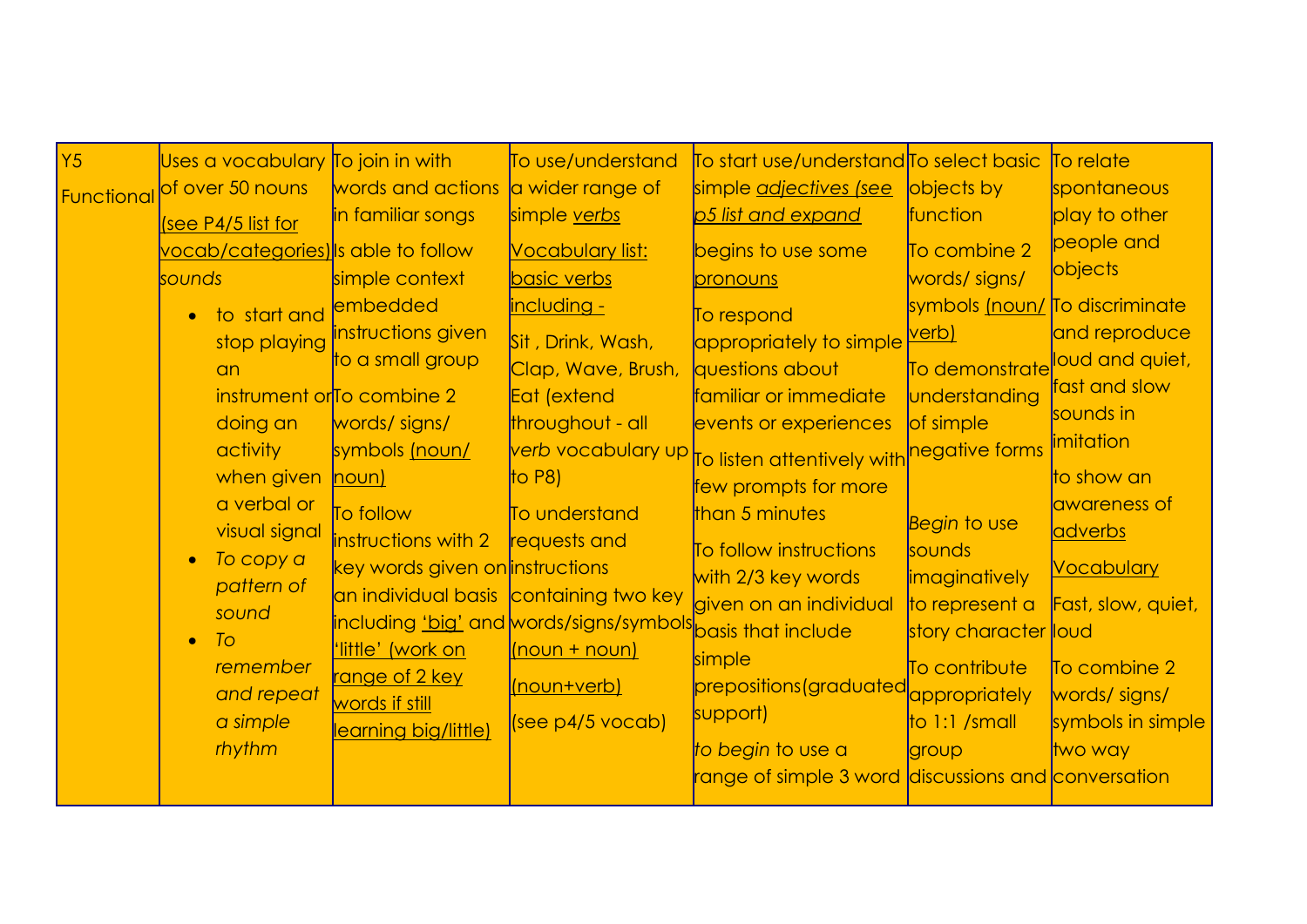| Y5 Functional | Uses a vocabulary of over 50 nouns (see P4/5 list for vocab/categories) sounds<br>• to start and stop playing an instrument or doing an activity when given a verbal or visual signal<br>• *To copy a pattern of sound*<br>• *To remember and repeat a simple rhythm* | To join in with words and actions in familiar songs<br>Is able to follow simple context embedded instructions given to a small group<br>To combine 2 words/ signs/ symbols (noun/ noun)<br>To follow instructions with 2 key words given on an individual basis including 'big' and 'little' (work on range of 2 key words if still learning big/little) | To use/understand a wider range of simple *verbs*<br>Vocabulary list: basic verbs including -<br>Sit , Drink, Wash, Clap, Wave, Brush, Eat (extend throughout - all *verb* vocabulary up to P8)<br>To understand requests and instructions containing two key words/signs/symbols (noun + noun)<br>(noun+verb)<br>(see p4/5 vocab) | To start use/understand simple *adjectives (see p5 list and expand*<br>begins to use some pronouns<br>To respond appropriately to simple questions about familiar or immediate events or experiences<br>To listen attentively with few prompts for more than 5 minutes<br>To follow instructions with 2/3 key words given on an individual basis that include simple prepositions(graduated support)<br>*to begin* to use a range of simple 3 word | To select basic objects by function<br>To combine 2 words/ signs/ symbols (noun/ verb)<br>To demonstrate understanding of simple negative forms<br>*Begin* to use sounds imaginatively to represent a story character<br>To contribute appropriately to 1:1 /small group discussions and | To relate spontaneous play to other people and objects<br>To discriminate and reproduce loud and quiet, fast and slow sounds in imitation<br>to show an awareness of adverbs<br>Vocabulary<br>Fast, slow, quiet, loud<br>To combine 2 words/ signs/ symbols in simple two way conversation |
|---|---|---|---|---|---|---|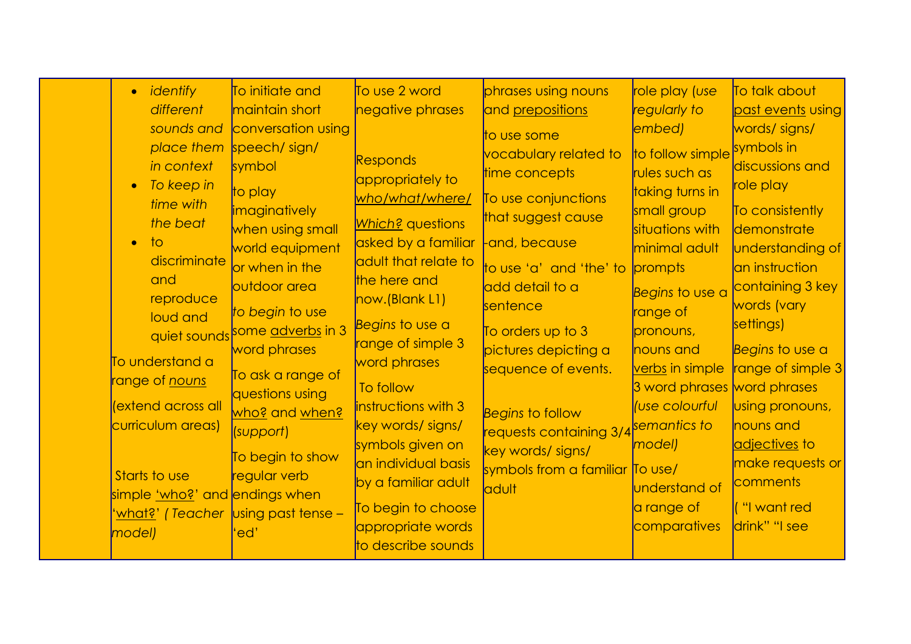| | | | | | | |
|---|---|---|---|---|---|---|
| | • *identify different sounds and place them in context*<br>• *To keep in time with the beat*<br>• to discriminate and reproduce loud and quiet sounds<br><br>To understand a range of *nouns*<br><br>(extend across all curriculum areas)<br><br>Starts to use simple 'who?' and 'what?' *( Teacher model)* | To initiate and maintain short conversation using speech/ sign/ symbol<br><br>to play imaginatively when using small world equipment or when in the outdoor area<br><br>*to begin* to use some adverbs in 3 word phrases<br><br>To ask a range of questions using who? and when? *(support)*<br><br>To begin to show regular verb endings when using past tense – 'ed' | To use 2 word negative phrases<br><br>Responds appropriately to *who/what/where/ Which?* questions asked by a familiar adult that relate to the here and now.(Blank L1)<br><br>*Begins* to use a range of simple 3 word phrases<br><br>To follow instructions with 3 key words/ signs/ symbols given on an individual basis by a familiar adult<br><br>To begin to choose appropriate words to describe sounds | phrases using nouns and prepositions<br><br>to use some vocabulary related to time concepts<br><br>To use conjunctions that suggest cause<br><br>-and, because<br><br>to use 'a' and 'the' to add detail to a sentence<br><br>To orders up to 3 pictures depicting a sequence of events.<br><br>*Begins* to follow requests containing 3/4 key words/ signs/ symbols from a familiar adult | role play (*use regularly to embed)*<br><br>to follow simple rules such as taking turns in small group situations with minimal adult prompts<br><br>*Begins* to use a range of pronouns, nouns and verbs in simple 3 word phrases *(use colourful semantics to model)*<br><br>To use/ understand of a range of comparatives | To talk about past events using words/ signs/ symbols in discussions and role play<br><br>To consistently demonstrate understanding of an instruction containing 3 key words (vary settings)<br><br>*Begins* to use a range of simple 3 word phrases using pronouns, nouns and adjectives to make requests or comments<br><br>( "I want red drink" "I see |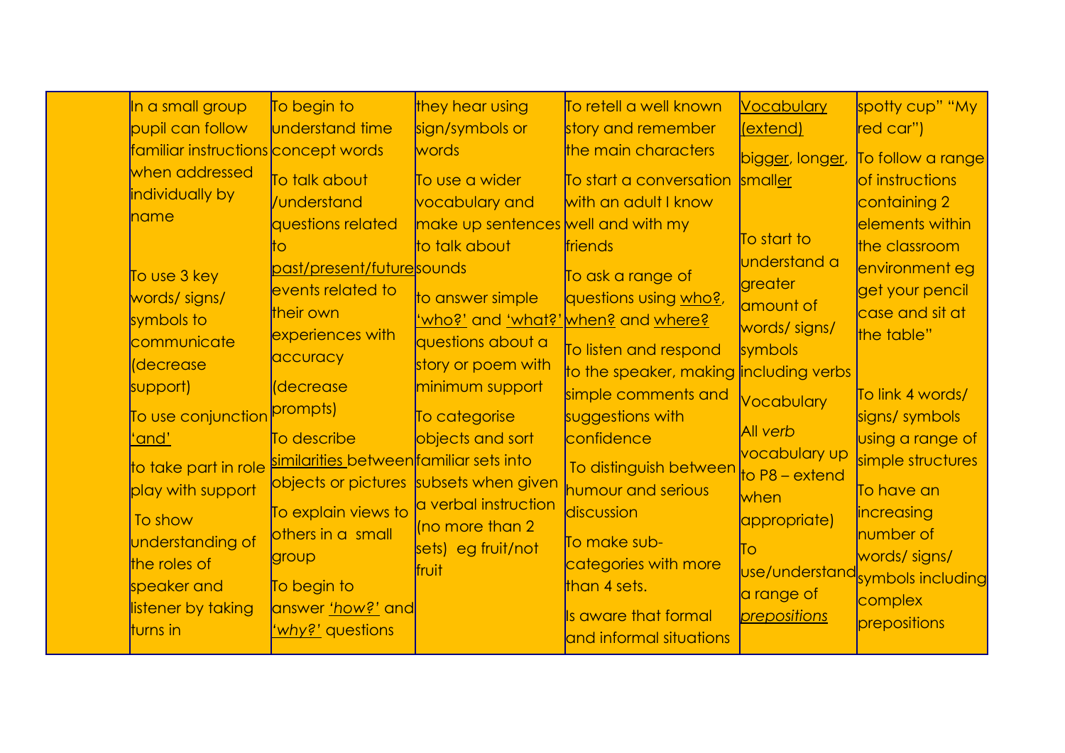| | | | | | | |
|---|---|---|---|---|---|---|
| | In a small group pupil can follow familiar instructions when addressed individually by name<br><br>To use 3 key words/ signs/ symbols to communicate (decrease support)<br><br>To use conjunction 'and'<br><br>to take part in role play with support<br><br>To show understanding of the roles of speaker and listener by taking turns in | To begin to understand time concept words<br><br>To talk about /understand questions related to past/present/future events related to their own experiences with accuracy<br><br>(decrease prompts)<br><br>To describe similarities between objects or pictures<br><br>To explain views to others in a small group<br><br>To begin to answer *'how?'* and *'why?'* questions | they hear using sign/symbols or words<br><br>To use a wider vocabulary and make up sentences to talk about sounds<br><br>to answer simple 'who?' and 'what?' questions about a story or poem with minimum support<br><br>To categorise objects and sort familiar sets into subsets when given a verbal instruction (no more than 2 sets) eg fruit/not fruit | To retell a well known story and remember the main characters<br><br>To start a conversation with an adult I know well and with my friends<br><br>To ask a range of questions using who?, when? and where?<br><br>To listen and respond to the speaker, making simple comments and suggestions with confidence<br><br>To distinguish between humour and serious discussion<br><br>To make sub-categories with more than 4 sets.<br><br>Is aware that formal and informal situations | Vocabulary (extend)<br><br>bigger, longer, smaller<br><br>To start to understand a greater amount of words/ signs/ symbols including verbs<br><br>Vocabulary<br><br>All *verb* vocabulary up to P8 – extend when appropriate)<br><br>To use/understand a range of *prepositions* | spotty cup" "My red car")<br><br>To follow a range of instructions containing 2 elements within the classroom environment eg get your pencil case and sit at the table"<br><br>To link 4 words/ signs/ symbols using a range of simple structures<br><br>To have an increasing number of words/ signs/ symbols including complex prepositions |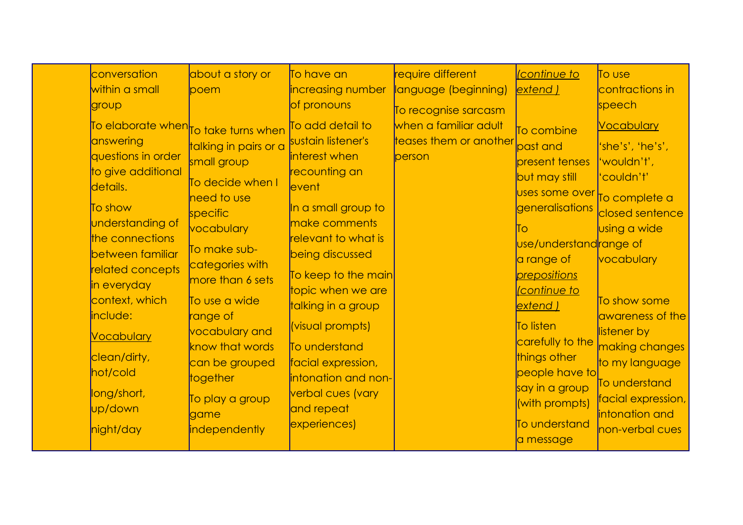| | | | | | | |
|---|---|---|---|---|---|---|
| | conversation within a small group<br><br>To elaborate when answering questions in order to give additional details.<br><br>To show understanding of the connections between familiar related concepts in everyday context, which include:<br><br><u>Vocabulary</u><br><br>clean/dirty, hot/cold<br><br>long/short, up/down<br><br>night/day | about a story or poem<br><br>To take turns when talking in pairs or a small group<br><br>To decide when I need to use specific vocabulary<br><br>To make sub-categories with more than 6 sets<br><br>To use a wide range of vocabulary and know that words can be grouped together<br><br>To play a group game independently | To have an increasing number of pronouns<br><br>To add detail to sustain listener's interest when recounting an event<br><br>In a small group to make comments relevant to what is being discussed<br><br>To keep to the main topic when we are talking in a group<br><br>(visual prompts)<br><br>To understand facial expression, intonation and non-verbal cues (vary and repeat experiences) | require different language (beginning)<br><br>To recognise sarcasm when a familiar adult teases them or another person | *<u>(continue to extend )</u>*<br><br>To combine past and present tenses but may still uses some over generalisations<br><br>To use/understand a range of *<u>prepositions</u>* *<u>(continue to extend )</u>*<br><br>To listen carefully to the things other people have to say in a group (with prompts)<br><br>To understand a message | To use contractions in speech<br><br><u>Vocabulary</u><br><br>'she's', 'he's', 'wouldn't', 'couldn't'<br><br>To complete a closed sentence using a wide range of vocabulary<br><br>To show some awareness of the listener by making changes to my language<br><br>To understand facial expression, intonation and non-verbal cues |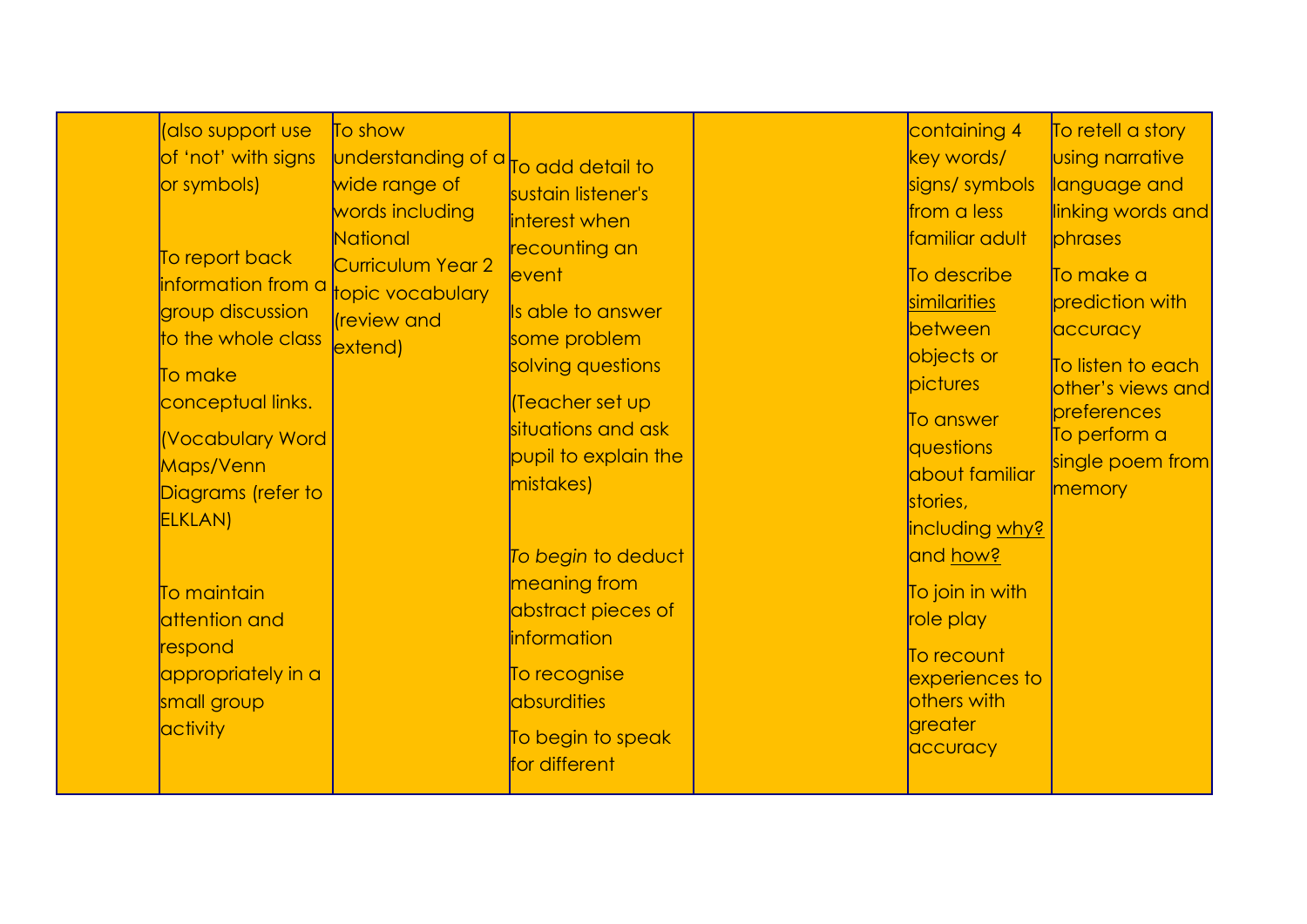|  |  |  |  |  |  |  |
|---|---|---|---|---|---|---|
|  | (also support use of 'not' with signs or symbols)<br><br>To report back information from a group discussion to the whole class<br><br>To make conceptual links.<br><br>(Vocabulary Word Maps/Venn Diagrams (refer to ELKLAN)<br><br>To maintain attention and respond appropriately in a small group activity | To show understanding of a wide range of words including National Curriculum Year 2 topic vocabulary (review and extend) | To add detail to sustain listener's interest when recounting an event<br><br>Is able to answer some problem solving questions<br><br>(Teacher set up situations and ask pupil to explain the mistakes)<br><br>*To begin* to deduct meaning from abstract pieces of information<br><br>To recognise absurdities<br><br>To begin to speak for different |  | containing 4 key words/ signs/ symbols from a less familiar adult<br><br>To describe <u>similarities</u> between objects or pictures<br><br>To answer questions about familiar stories, including <u>why?</u> and <u>how?</u><br><br>To join in with role play<br><br>To recount experiences to others with greater accuracy | To retell a story using narrative language and linking words and phrases<br><br>To make a prediction with accuracy<br><br>To listen to each other's views and preferences<br><br>To perform a single poem from memory |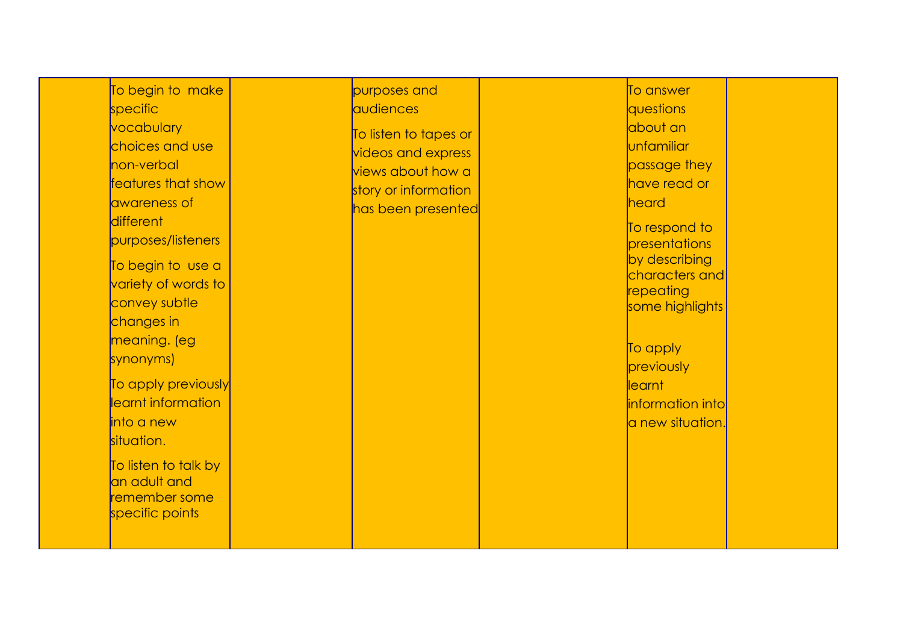|  |  |  |  |  |  |  |
|---|---|---|---|---|---|---|
|  | To begin to make specific vocabulary choices and use non-verbal features that show awareness of different purposes/listeners<br><br>To begin to use a variety of words to convey subtle changes in meaning. (eg synonyms)<br><br>To apply previously learnt information into a new situation.<br><br>To listen to talk by an adult and remember some specific points |  | purposes and audiences<br><br>To listen to tapes or videos and express views about how a story or information has been presented |  | To answer questions about an unfamiliar passage they have read or heard<br><br>To respond to presentations by describing characters and repeating some highlights<br><br>To apply previously learnt information into a new situation. |  |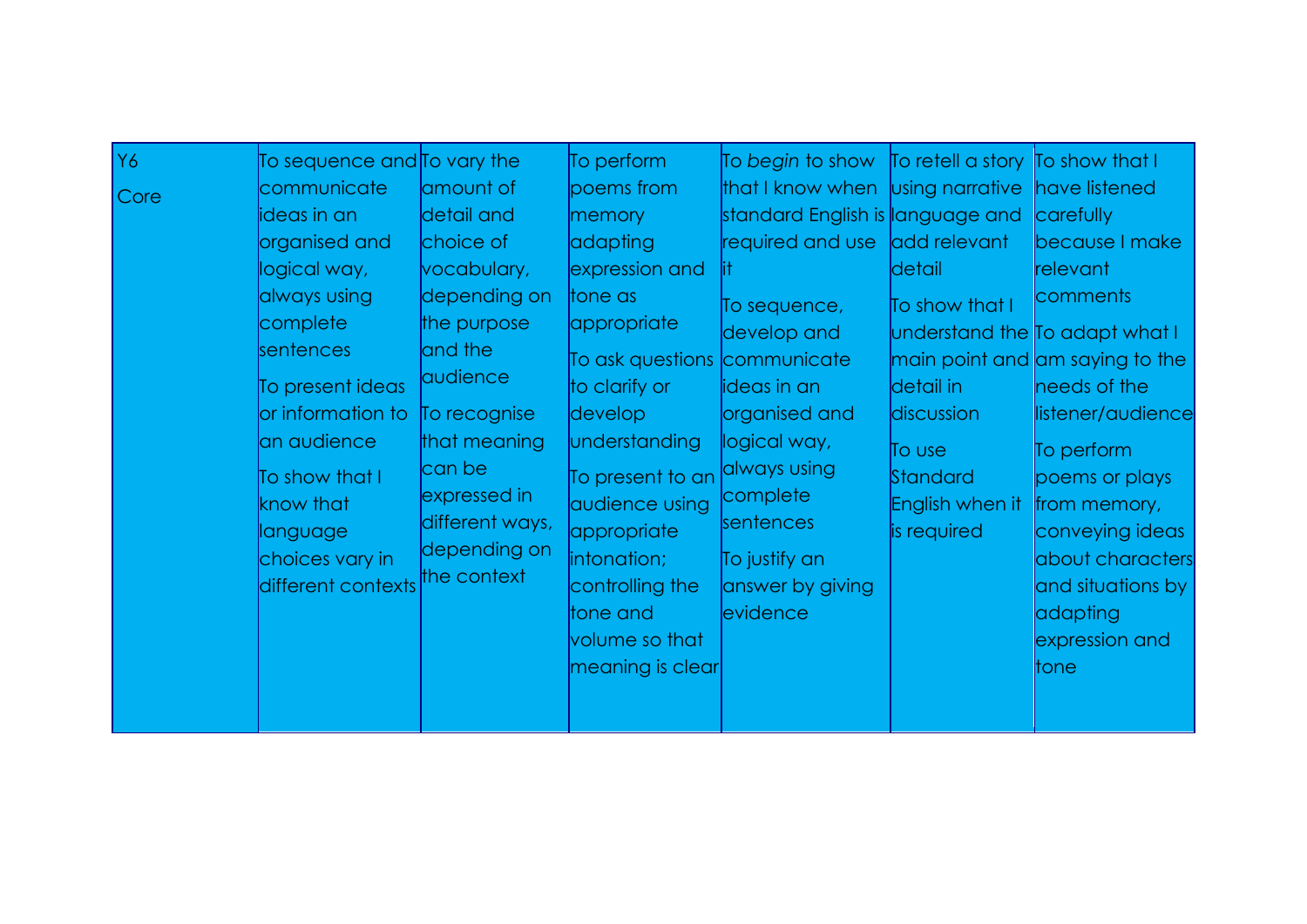| Y6 Core | | | | | | |
|---|---|---|---|---|---|---|
| | To sequence and communicate ideas in an organised and logical way, always using complete sentences<br><br>To present ideas or information to an audience<br><br>To show that I know that language choices vary in different contexts | To vary the amount of detail and choice of vocabulary, depending on the purpose and the audience<br><br>To recognise that meaning can be expressed in different ways, depending on the context | To perform poems from memory adapting expression and tone as appropriate<br><br>To ask questions to clarify or develop understanding<br><br>To present to an audience using appropriate intonation; controlling the tone and volume so that meaning is clear | To *begin* to show that I know when standard English is required and use it<br><br>To sequence, develop and communicate ideas in an organised and logical way, always using complete sentences<br><br>To justify an answer by giving evidence | To retell a story using narrative language and add relevant detail<br><br>To show that I understand the main point and detail in discussion<br><br>To use Standard English when it is required | To show that I have listened carefully because I make relevant comments<br><br>To adapt what I am saying to the needs of the listener/audience<br><br>To perform poems or plays from memory, conveying ideas about characters and situations by adapting expression and tone |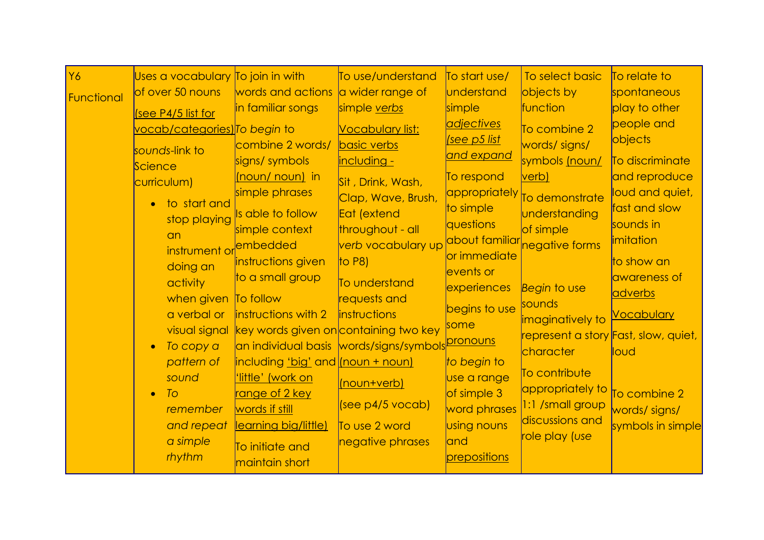| Y6 Functional | Uses a vocabulary of over 50 nouns <br> (see P4/5 list for vocab/categories) <br> *sounds*-link to Science curriculum) <br> • to start and stop playing an instrument or doing an activity when given a verbal or visual signal <br> • *To copy a pattern of sound* <br> • *To remember and repeat a simple rhythm* | To join in with words and actions in familiar songs <br> *To begin* to combine 2 words/ signs/ symbols (noun/ noun) in simple phrases <br> Is able to follow simple context embedded instructions given to a small group <br> To follow instructions with 2 key words given on an individual basis including 'big' and 'little' (work on range of 2 key words if still learning big/little) <br> To initiate and maintain short | To use/understand a wider range of simple *verbs* <br> Vocabulary list: basic verbs including - <br> Sit , Drink, Wash, Clap, Wave, Brush, Eat (extend throughout - all *verb* vocabulary up to P8) <br> To understand requests and instructions containing two key words/signs/symbols (noun + noun) <br> (noun+verb) <br> (see p4/5 vocab) <br> To use 2 word negative phrases | To start use/ understand simple *adjectives (see p5 list and expand* <br> To respond appropriately to simple questions about familiar or immediate events or experiences <br> begins to use some pronouns <br> *to begin* to use a range of simple 3 word phrases using nouns and prepositions | To select basic objects by function <br> To combine 2 words/ signs/ symbols (noun/ verb) <br> To demonstrate understanding of simple negative forms <br> *Begin* to use sounds imaginatively to represent a story character <br> To contribute appropriately to 1:1 /small group discussions and role play (*use* | To relate to spontaneous play to other people and objects <br> To discriminate and reproduce loud and quiet, fast and slow sounds in imitation <br> to show an awareness of adverbs <br> Vocabulary <br> Fast, slow, quiet, loud <br> To combine 2 words/ signs/ symbols in simple |
|---|---|---|---|---|---|---|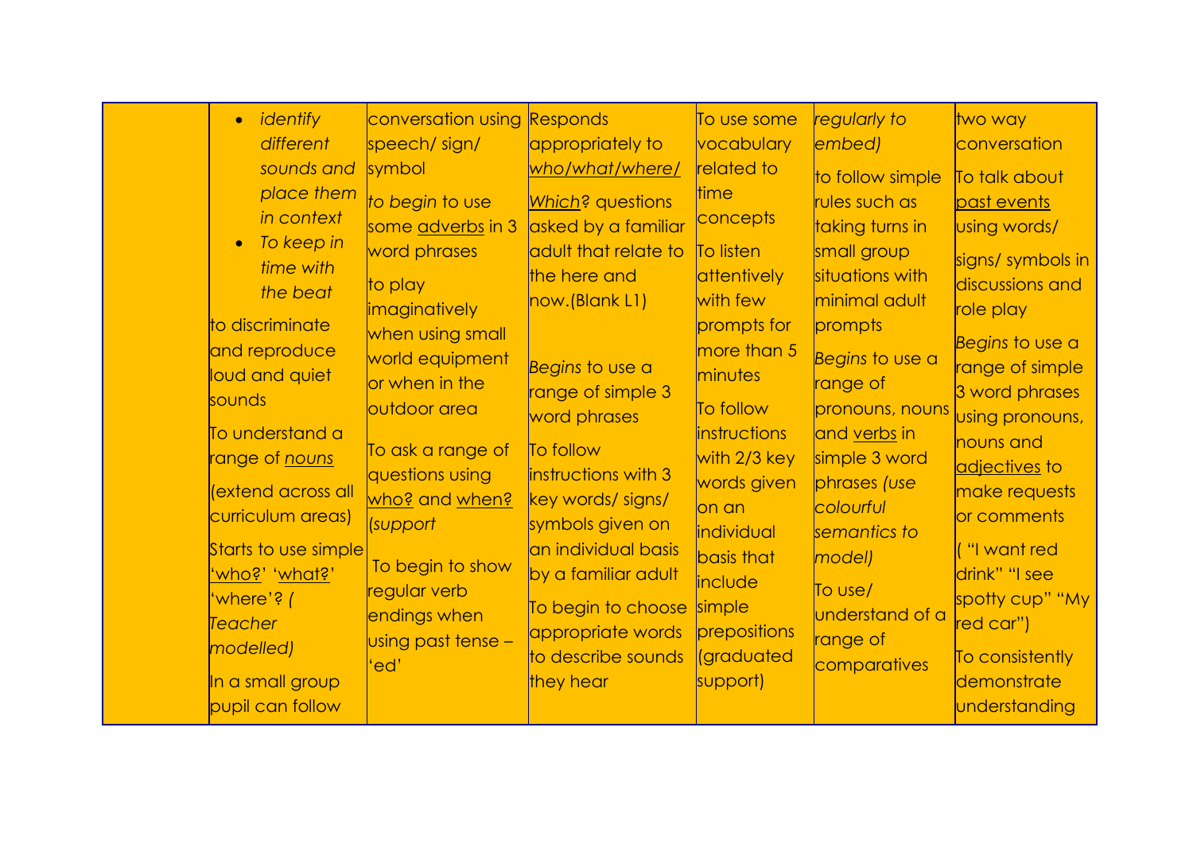| | | | | | | |
|---|---|---|---|---|---|---|
| | <ul><li>*identify different sounds and place them in context*</li><li>*To keep in time with the beat*</li></ul>to discriminate and reproduce loud and quiet sounds<br><br>To understand a range of *nouns*<br><br>(extend across all curriculum areas)<br><br>Starts to use simple 'who?' 'what?' 'where'? *( Teacher modelled)*<br><br>In a small group pupil can follow | conversation using speech/ sign/ symbol<br><br>*to begin* to use some adverbs in 3 word phrases<br><br>to play imaginatively when using small world equipment or when in the outdoor area<br><br>To ask a range of questions using who? and when? *(support*<br><br>To begin to show regular verb endings when using past tense – 'ed' | Responds appropriately to *who/what/where/ Which*? questions asked by a familiar adult that relate to the here and now.(Blank L1)<br><br>*Begins* to use a range of simple 3 word phrases<br><br>To follow instructions with 3 key words/ signs/ symbols given on an individual basis by a familiar adult<br><br>To begin to choose appropriate words to describe sounds they hear | To use some vocabulary related to time concepts<br><br>To listen attentively with few prompts for more than 5 minutes<br><br>To follow instructions with 2/3 key words given on an individual basis that include simple prepositions (graduated support) | *regularly to embed)*<br><br>to follow simple rules such as taking turns in small group situations with minimal adult prompts<br><br>*Begins* to use a range of pronouns, nouns and verbs in simple 3 word phrases *(use colourful semantics to model)*<br><br>To use/ understand of a range of comparatives | two way conversation<br><br>To talk about past events using words/ signs/ symbols in discussions and role play<br><br>*Begins* to use a range of simple 3 word phrases using pronouns, nouns and adjectives to make requests or comments<br><br>( "I want red drink" "I see spotty cup" "My red car")<br><br>To consistently demonstrate understanding |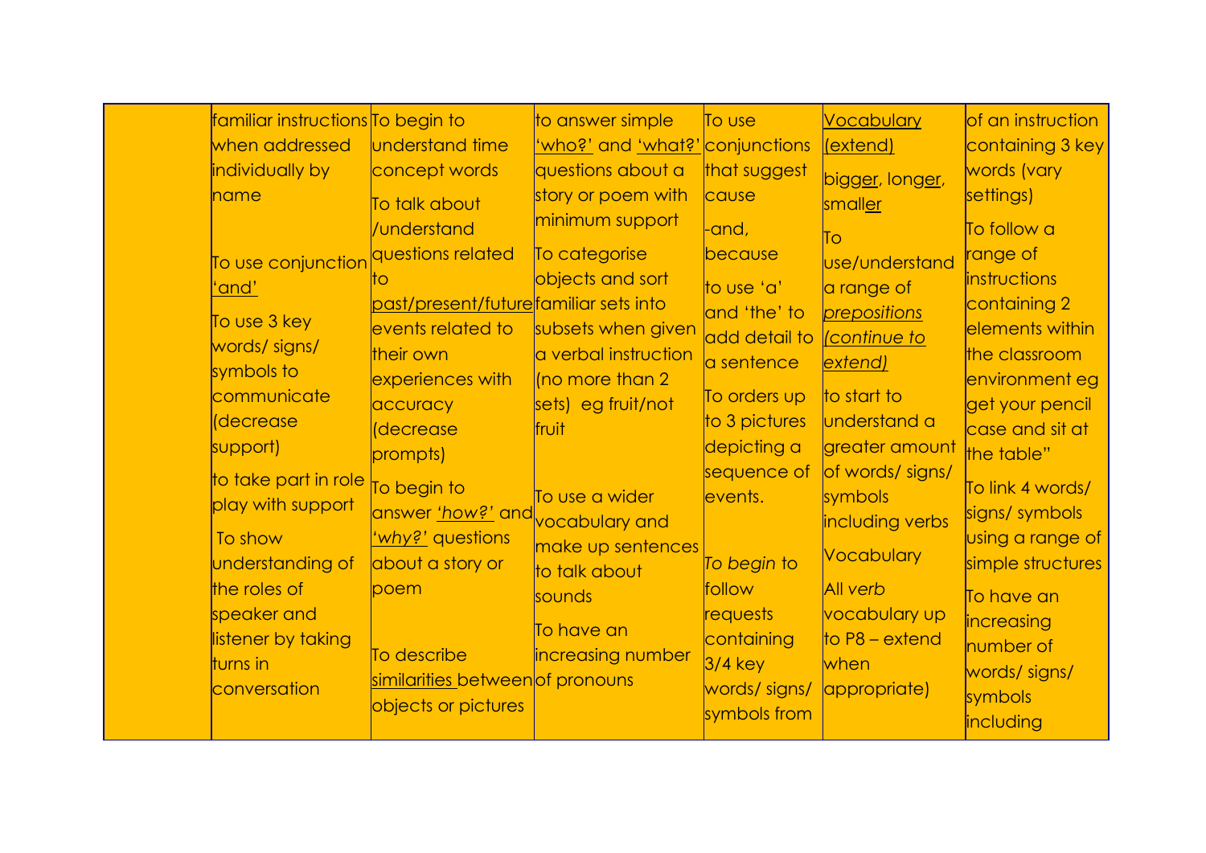| | | | | | | |
|---|---|---|---|---|---|---|
| | familiar instructions when addressed individually by name<br><br>To use conjunction 'and'<br><br>To use 3 key words/ signs/ symbols to communicate (decrease support)<br><br>to take part in role play with support<br><br>To show understanding of the roles of speaker and listener by taking turns in conversation | To begin to understand time concept words<br><br>To talk about /understand questions related to past/present/future events related to their own experiences with accuracy (decrease prompts)<br><br>To begin to answer *'how?'* and *'why?'* questions about a story or poem<br><br>To describe similarities between objects or pictures | to answer simple 'who?' and 'what?' questions about a story or poem with minimum support<br><br>To categorise objects and sort familiar sets into subsets when given a verbal instruction (no more than 2 sets) eg fruit/not fruit<br><br>To use a wider vocabulary and make up sentences to talk about sounds<br><br>To have an increasing number of pronouns | To use conjunctions that suggest cause<br><br>-and, because<br><br>to use 'a' and 'the' to add detail to a sentence<br><br>To orders up to 3 pictures depicting a sequence of events.<br><br>*To begin* to follow requests containing 3/4 key words/ signs/ symbols from | Vocabulary (extend)<br><br>bigger, longer, smaller<br><br>To use/understand a range of *prepositions (continue to extend)*<br><br>to start to understand a greater amount of words/ signs/ symbols including verbs<br><br>Vocabulary<br><br>All *verb* vocabulary up to P8 – extend when appropriate) | of an instruction containing 3 key words (vary settings)<br><br>To follow a range of instructions containing 2 elements within the classroom environment eg get your pencil case and sit at the table"<br><br>To link 4 words/ signs/ symbols using a range of simple structures<br><br>To have an increasing number of words/ signs/ symbols including |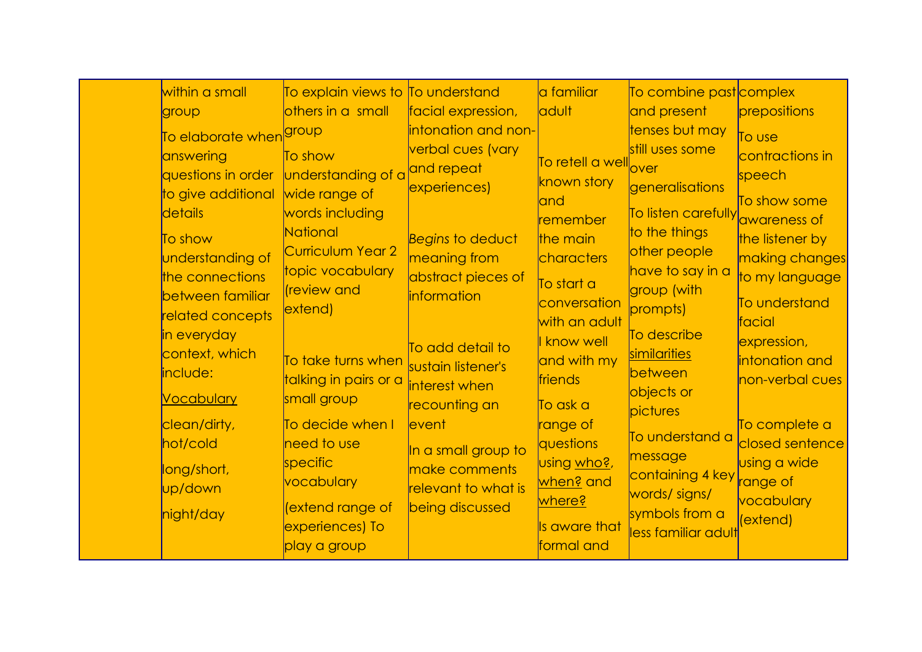| | | | | | | |
|---|---|---|---|---|---|---|
| | within a small group<br><br>To elaborate when answering questions in order to give additional details<br><br>To show understanding of the connections between familiar related concepts in everyday context, which include:<br><br><u>Vocabulary</u><br><br>clean/dirty, hot/cold<br><br>long/short, up/down<br><br>night/day | To explain views to others in a small group<br><br>To show understanding of a wide range of words including National Curriculum Year 2 topic vocabulary (review and extend)<br><br>To take turns when talking in pairs or a small group<br><br>To decide when I need to use specific vocabulary<br><br>(extend range of experiences) To play a group | To understand facial expression, intonation and non-verbal cues (vary and repeat experiences)<br><br>*Begins* to deduct meaning from abstract pieces of information<br><br>To add detail to sustain listener's interest when recounting an event<br><br>In a small group to make comments relevant to what is being discussed | a familiar adult<br><br>To retell a well known story and remember the main characters<br><br>To start a conversation with an adult I know well and with my friends<br><br>To ask a range of questions using <u>who?</u>, <u>when?</u> and <u>where?</u><br><br>Is aware that formal and | To combine past and present tenses but may still uses some over generalisations<br><br>To listen carefully to the things other people have to say in a group (with prompts)<br><br>To describe <u>similarities</u> between objects or pictures<br><br>To understand a message containing 4 key words/ signs/ symbols from a less familiar adult | complex prepositions<br><br>To use contractions in speech<br><br>To show some awareness of the listener by making changes to my language<br><br>To understand facial expression, intonation and non-verbal cues<br><br>To complete a closed sentence using a wide range of vocabulary (extend) |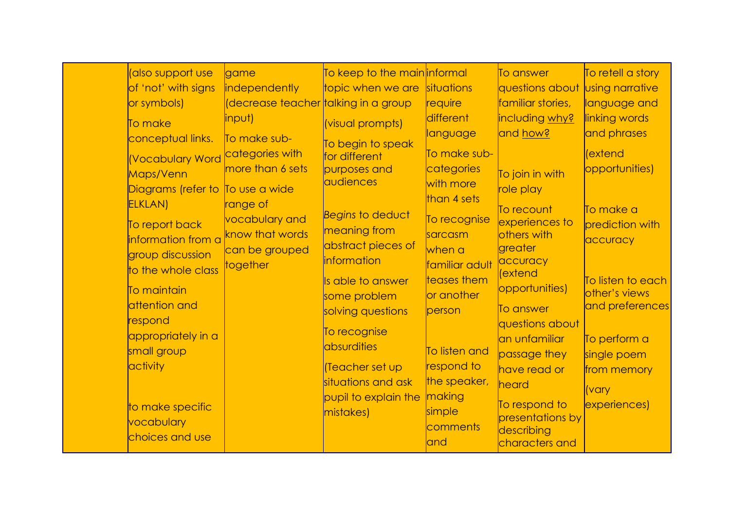| | | | | | | |
|---|---|---|---|---|---|---|
| | (also support use of 'not' with signs or symbols)<br><br>To make conceptual links.<br><br>(Vocabulary Word Maps/Venn Diagrams (refer to ELKLAN)<br><br>To report back information from a group discussion to the whole class<br><br>To maintain attention and respond appropriately in a small group activity<br><br>to make specific vocabulary choices and use | game independently (decrease teacher input)<br><br>To make sub-categories with more than 6 sets<br><br>To use a wide range of vocabulary and know that words can be grouped together | To keep to the main topic when we are talking in a group<br><br>(visual prompts)<br><br>To begin to speak for different purposes and audiences<br><br>*Begins* to deduct meaning from abstract pieces of information<br><br>Is able to answer some problem solving questions<br><br>To recognise absurdities<br><br>(Teacher set up situations and ask pupil to explain the mistakes) | informal situations require different language<br><br>To make sub-categories with more than 4 sets<br><br>To recognise sarcasm when a familiar adult teases them or another person<br><br>To listen and respond to the speaker, making simple comments and | To answer questions about familiar stories, including <u>why?</u> and <u>how?</u><br><br>To join in with role play<br><br>To recount experiences to others with greater accuracy (extend opportunities)<br><br>To answer questions about an unfamiliar passage they have read or heard<br><br>To respond to presentations by describing characters and | To retell a story using narrative language and linking words and phrases<br><br>(extend opportunities)<br><br>To make a prediction with accuracy<br><br>To listen to each other's views and preferences<br><br>To perform a single poem from memory<br><br>(vary experiences) |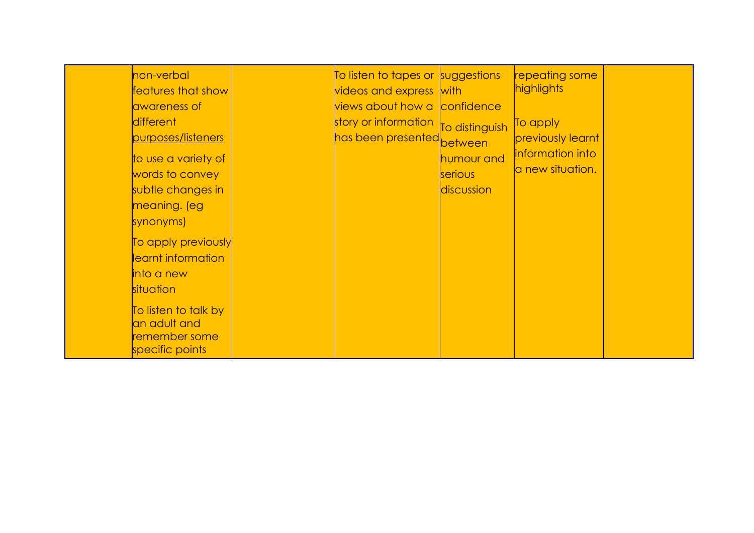| | | | | | | |
|---|---|---|---|---|---|---|
| | non-verbal features that show awareness of different purposes/listeners<br><br>to use a variety of words to convey subtle changes in meaning. (eg synonyms)<br><br>To apply previously learnt information into a new situation<br><br>To listen to talk by an adult and remember some specific points | | To listen to tapes or videos and express views about how a story or information has been presented | suggestions with confidence<br><br>To distinguish between humour and serious discussion | repeating some highlights<br><br>To apply previously learnt information into a new situation. | |